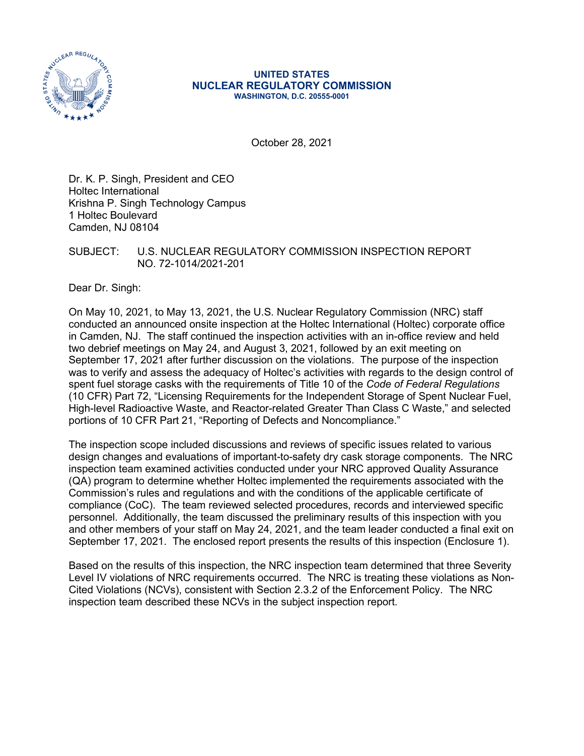**UNITED STATES**
**NUCLEAR REGULATORY COMMISSION**
**WASHINGTON, D.C. 20555-0001**

October 28, 2021

Dr. K. P. Singh, President and CEO
Holtec International
Krishna P. Singh Technology Campus
1 Holtec Boulevard
Camden, NJ 08104

SUBJECT: U.S. NUCLEAR REGULATORY COMMISSION INSPECTION REPORT NO. 72-1014/2021-201

Dear Dr. Singh:

On May 10, 2021, to May 13, 2021, the U.S. Nuclear Regulatory Commission (NRC) staff conducted an announced onsite inspection at the Holtec International (Holtec) corporate office in Camden, NJ. The staff continued the inspection activities with an in-office review and held two debrief meetings on May 24, and August 3, 2021, followed by an exit meeting on September 17, 2021 after further discussion on the violations. The purpose of the inspection was to verify and assess the adequacy of Holtec's activities with regards to the design control of spent fuel storage casks with the requirements of Title 10 of the *Code of Federal Regulations* (10 CFR) Part 72, "Licensing Requirements for the Independent Storage of Spent Nuclear Fuel, High-level Radioactive Waste, and Reactor-related Greater Than Class C Waste," and selected portions of 10 CFR Part 21, "Reporting of Defects and Noncompliance."

The inspection scope included discussions and reviews of specific issues related to various design changes and evaluations of important-to-safety dry cask storage components. The NRC inspection team examined activities conducted under your NRC approved Quality Assurance (QA) program to determine whether Holtec implemented the requirements associated with the Commission's rules and regulations and with the conditions of the applicable certificate of compliance (CoC). The team reviewed selected procedures, records and interviewed specific personnel. Additionally, the team discussed the preliminary results of this inspection with you and other members of your staff on May 24, 2021, and the team leader conducted a final exit on September 17, 2021. The enclosed report presents the results of this inspection (Enclosure 1).

Based on the results of this inspection, the NRC inspection team determined that three Severity Level IV violations of NRC requirements occurred. The NRC is treating these violations as Non-Cited Violations (NCVs), consistent with Section 2.3.2 of the Enforcement Policy. The NRC inspection team described these NCVs in the subject inspection report.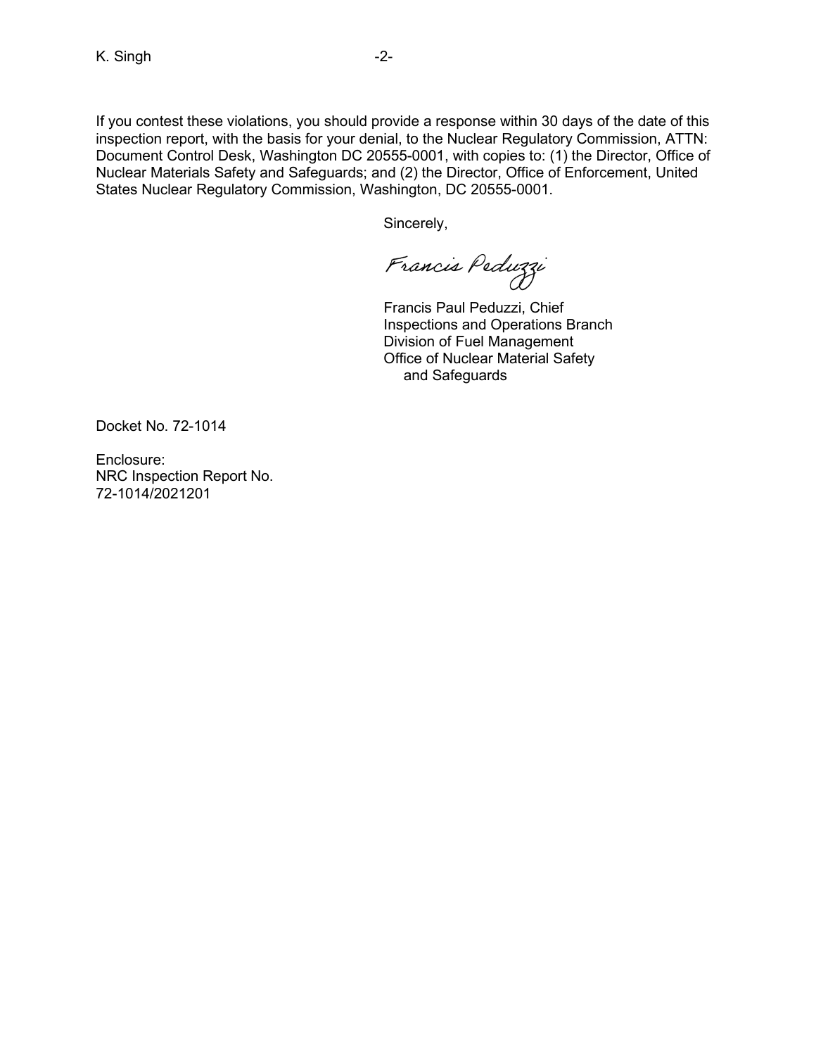If you contest these violations, you should provide a response within 30 days of the date of this inspection report, with the basis for your denial, to the Nuclear Regulatory Commission, ATTN: Document Control Desk, Washington DC 20555-0001, with copies to: (1) the Director, Office of Nuclear Materials Safety and Safeguards; and (2) the Director, Office of Enforcement, United States Nuclear Regulatory Commission, Washington, DC 20555-0001.

Sincerely,

Francis Peduzzi

Francis Paul Peduzzi, Chief
Inspections and Operations Branch
Division of Fuel Management
Office of Nuclear Material Safety
and Safeguards

Docket No. 72-1014

Enclosure:
NRC Inspection Report No.
72-1014/2021201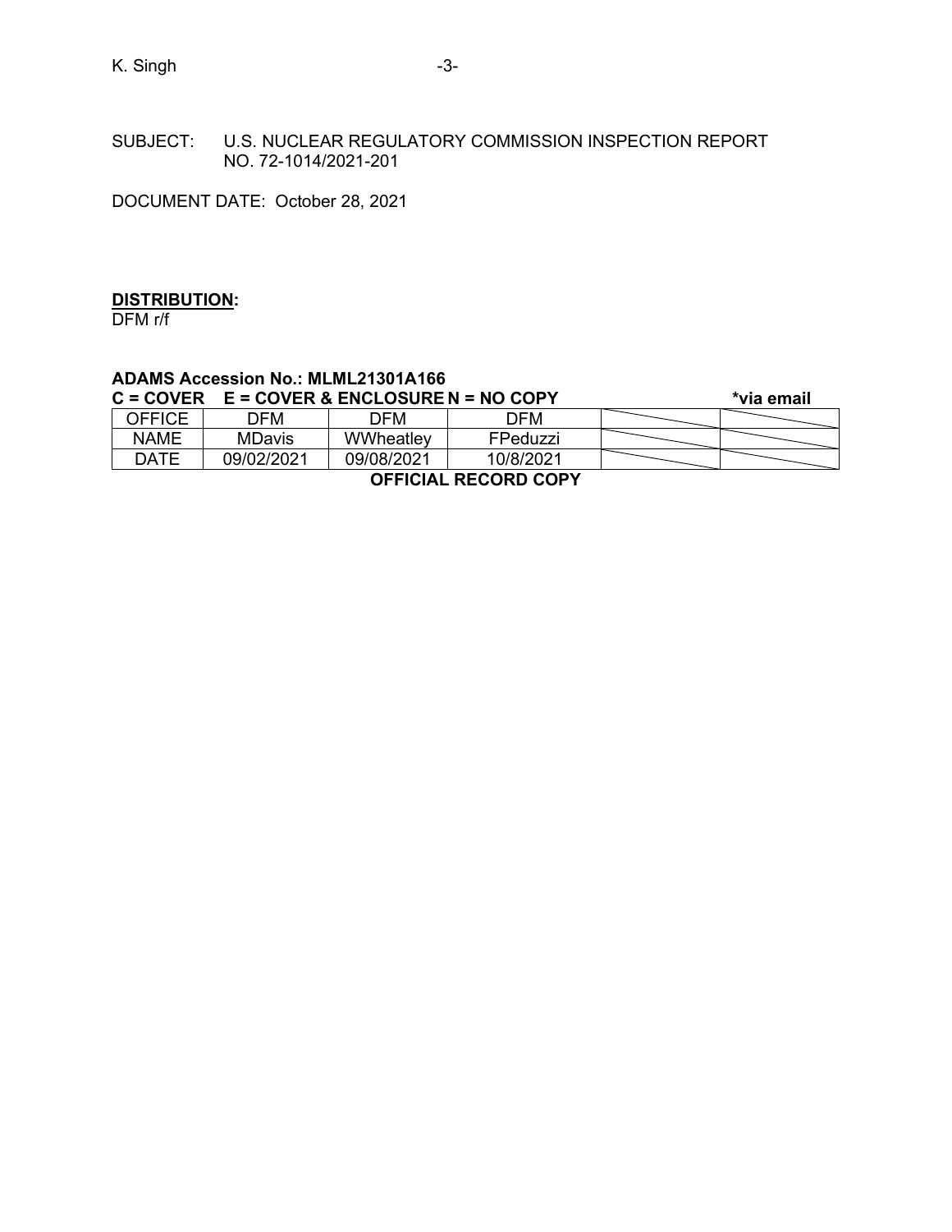SUBJECT: U.S. NUCLEAR REGULATORY COMMISSION INSPECTION REPORT NO. 72-1014/2021-201

DOCUMENT DATE: October 28, 2021

**DISTRIBUTION:**
DFM r/f

**ADAMS Accession No.: MLML21301A166**

**C = COVER E = COVER & ENCLOSURE N = NO COPY** **\*via email**

| OFFICE | DFM | DFM | DFM | | |
|---|---|---|---|---|---|
| NAME | MDavis | WWheatley | FPeduzzi | | |
| DATE | 09/02/2021 | 09/08/2021 | 10/8/2021 | | |

**OFFICIAL RECORD COPY**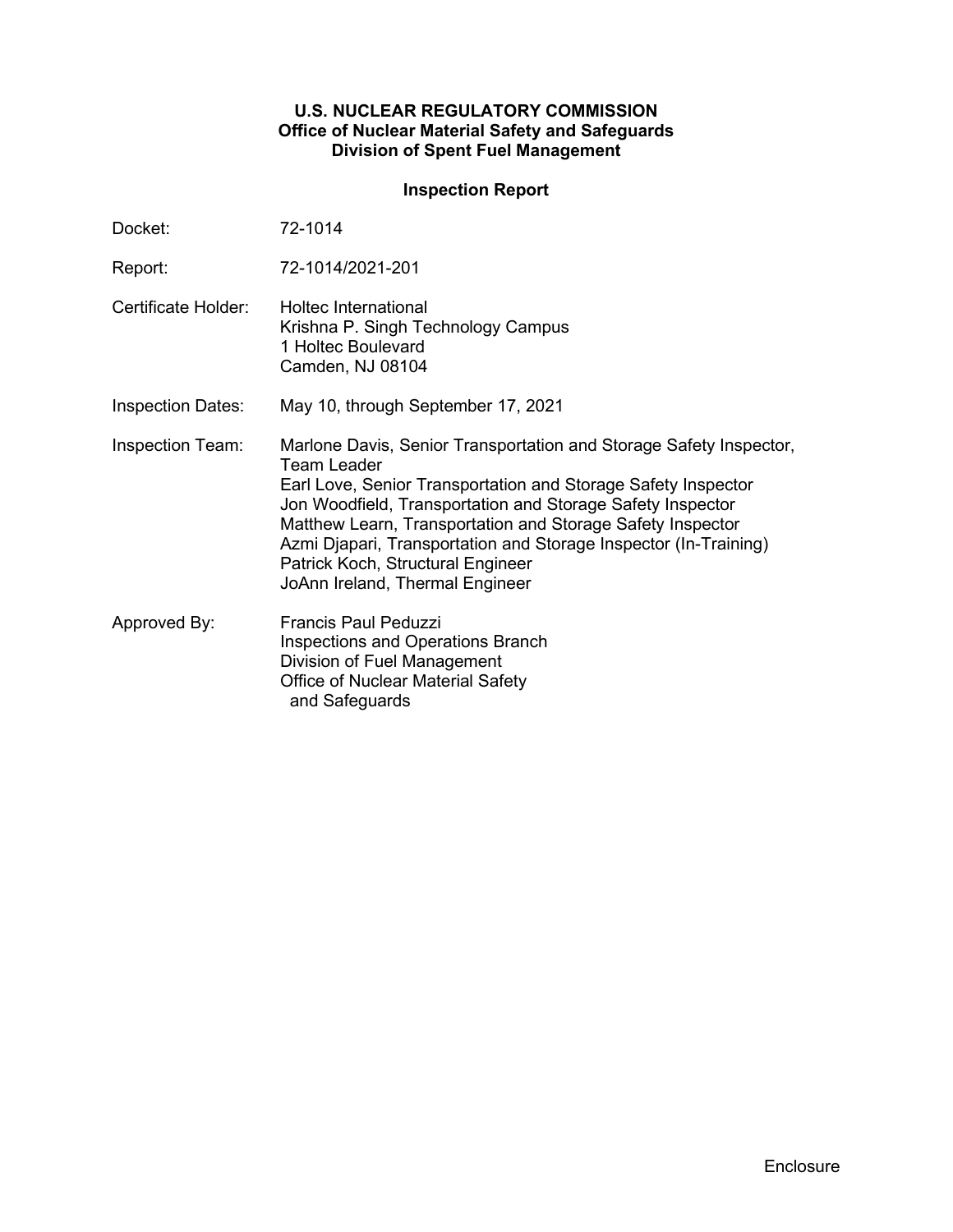**U.S. NUCLEAR REGULATORY COMMISSION**
**Office of Nuclear Material Safety and Safeguards**
**Division of Spent Fuel Management**

**Inspection Report**

| | |
|---|---|
| Docket: | 72-1014 |
| Report: | 72-1014/2021-201 |
| Certificate Holder: | Holtec International<br>Krishna P. Singh Technology Campus<br>1 Holtec Boulevard<br>Camden, NJ 08104 |
| Inspection Dates: | May 10, through September 17, 2021 |
| Inspection Team: | Marlone Davis, Senior Transportation and Storage Safety Inspector, Team Leader<br>Earl Love, Senior Transportation and Storage Safety Inspector<br>Jon Woodfield, Transportation and Storage Safety Inspector<br>Matthew Learn, Transportation and Storage Safety Inspector<br>Azmi Djapari, Transportation and Storage Inspector (In-Training)<br>Patrick Koch, Structural Engineer<br>JoAnn Ireland, Thermal Engineer |
| Approved By: | Francis Paul Peduzzi<br>Inspections and Operations Branch<br>Division of Fuel Management<br>Office of Nuclear Material Safety and Safeguards |

Enclosure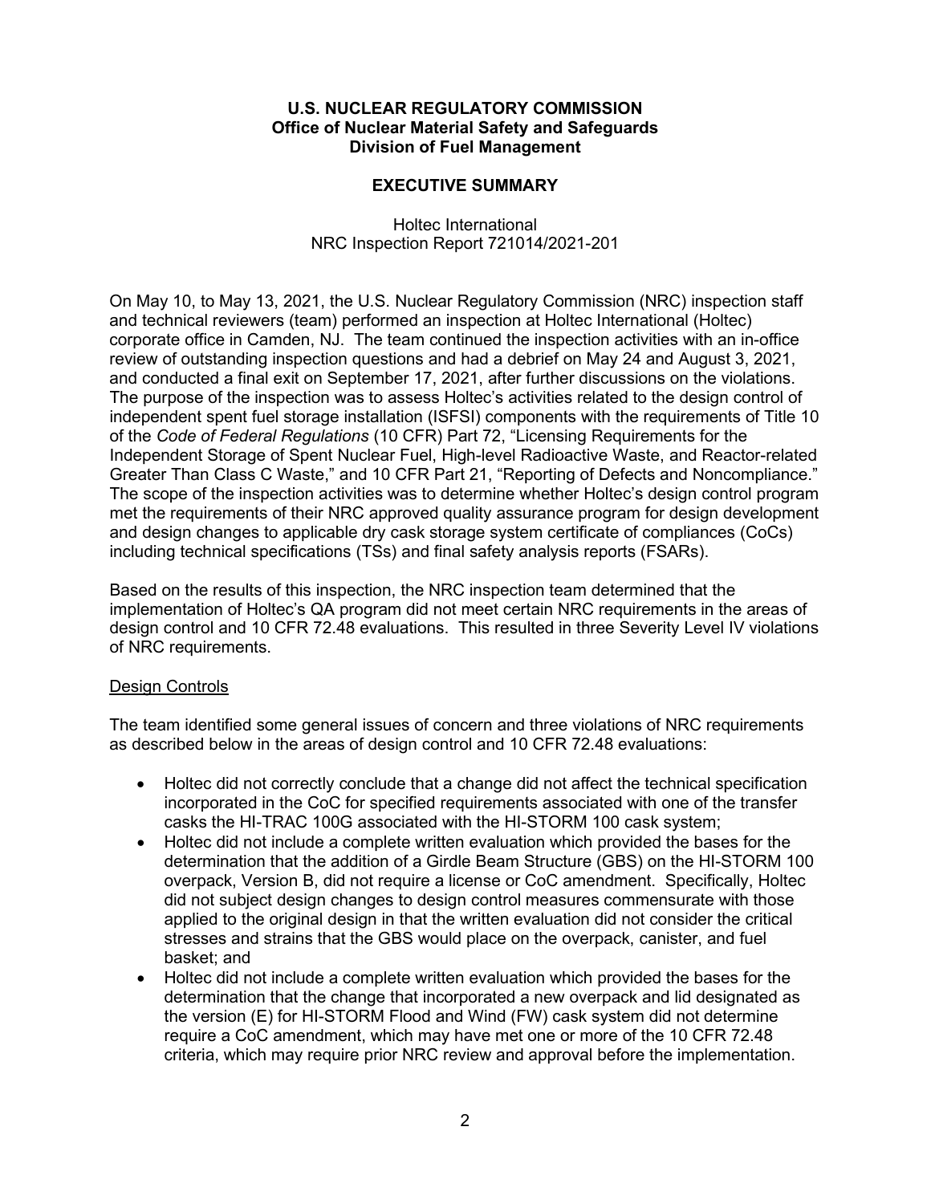**U.S. NUCLEAR REGULATORY COMMISSION**
**Office of Nuclear Material Safety and Safeguards**
**Division of Fuel Management**

**EXECUTIVE SUMMARY**

Holtec International
NRC Inspection Report 721014/2021-201

On May 10, to May 13, 2021, the U.S. Nuclear Regulatory Commission (NRC) inspection staff and technical reviewers (team) performed an inspection at Holtec International (Holtec) corporate office in Camden, NJ. The team continued the inspection activities with an in-office review of outstanding inspection questions and had a debrief on May 24 and August 3, 2021, and conducted a final exit on September 17, 2021, after further discussions on the violations. The purpose of the inspection was to assess Holtec's activities related to the design control of independent spent fuel storage installation (ISFSI) components with the requirements of Title 10 of the *Code of Federal Regulations* (10 CFR) Part 72, "Licensing Requirements for the Independent Storage of Spent Nuclear Fuel, High-level Radioactive Waste, and Reactor-related Greater Than Class C Waste," and 10 CFR Part 21, "Reporting of Defects and Noncompliance." The scope of the inspection activities was to determine whether Holtec's design control program met the requirements of their NRC approved quality assurance program for design development and design changes to applicable dry cask storage system certificate of compliances (CoCs) including technical specifications (TSs) and final safety analysis reports (FSARs).

Based on the results of this inspection, the NRC inspection team determined that the implementation of Holtec's QA program did not meet certain NRC requirements in the areas of design control and 10 CFR 72.48 evaluations. This resulted in three Severity Level IV violations of NRC requirements.

<u>Design Controls</u>

The team identified some general issues of concern and three violations of NRC requirements as described below in the areas of design control and 10 CFR 72.48 evaluations:

- Holtec did not correctly conclude that a change did not affect the technical specification incorporated in the CoC for specified requirements associated with one of the transfer casks the HI-TRAC 100G associated with the HI-STORM 100 cask system;
- Holtec did not include a complete written evaluation which provided the bases for the determination that the addition of a Girdle Beam Structure (GBS) on the HI-STORM 100 overpack, Version B, did not require a license or CoC amendment. Specifically, Holtec did not subject design changes to design control measures commensurate with those applied to the original design in that the written evaluation did not consider the critical stresses and strains that the GBS would place on the overpack, canister, and fuel basket; and
- Holtec did not include a complete written evaluation which provided the bases for the determination that the change that incorporated a new overpack and lid designated as the version (E) for HI-STORM Flood and Wind (FW) cask system did not determine require a CoC amendment, which may have met one or more of the 10 CFR 72.48 criteria, which may require prior NRC review and approval before the implementation.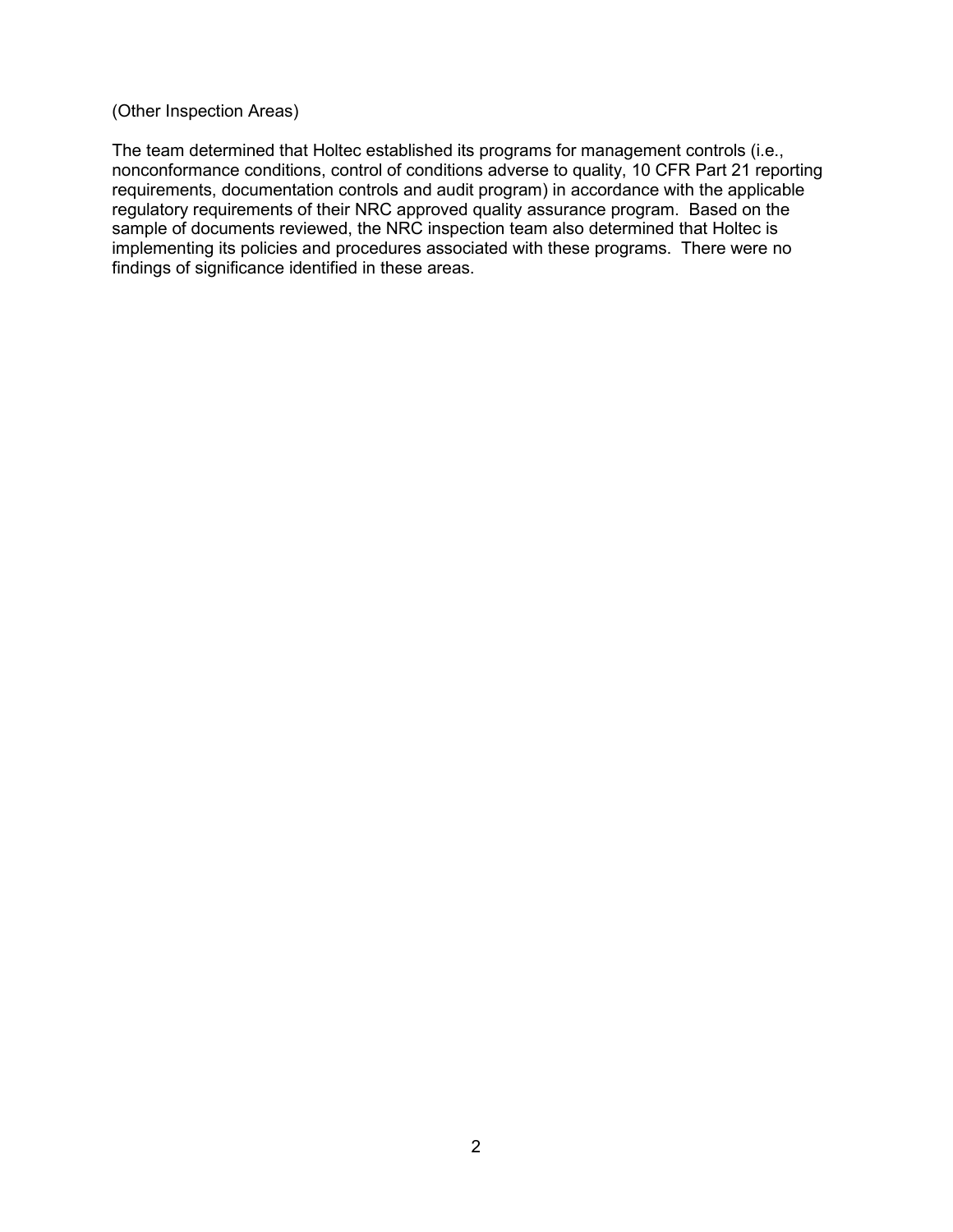(Other Inspection Areas)

The team determined that Holtec established its programs for management controls (i.e., nonconformance conditions, control of conditions adverse to quality, 10 CFR Part 21 reporting requirements, documentation controls and audit program) in accordance with the applicable regulatory requirements of their NRC approved quality assurance program. Based on the sample of documents reviewed, the NRC inspection team also determined that Holtec is implementing its policies and procedures associated with these programs. There were no findings of significance identified in these areas.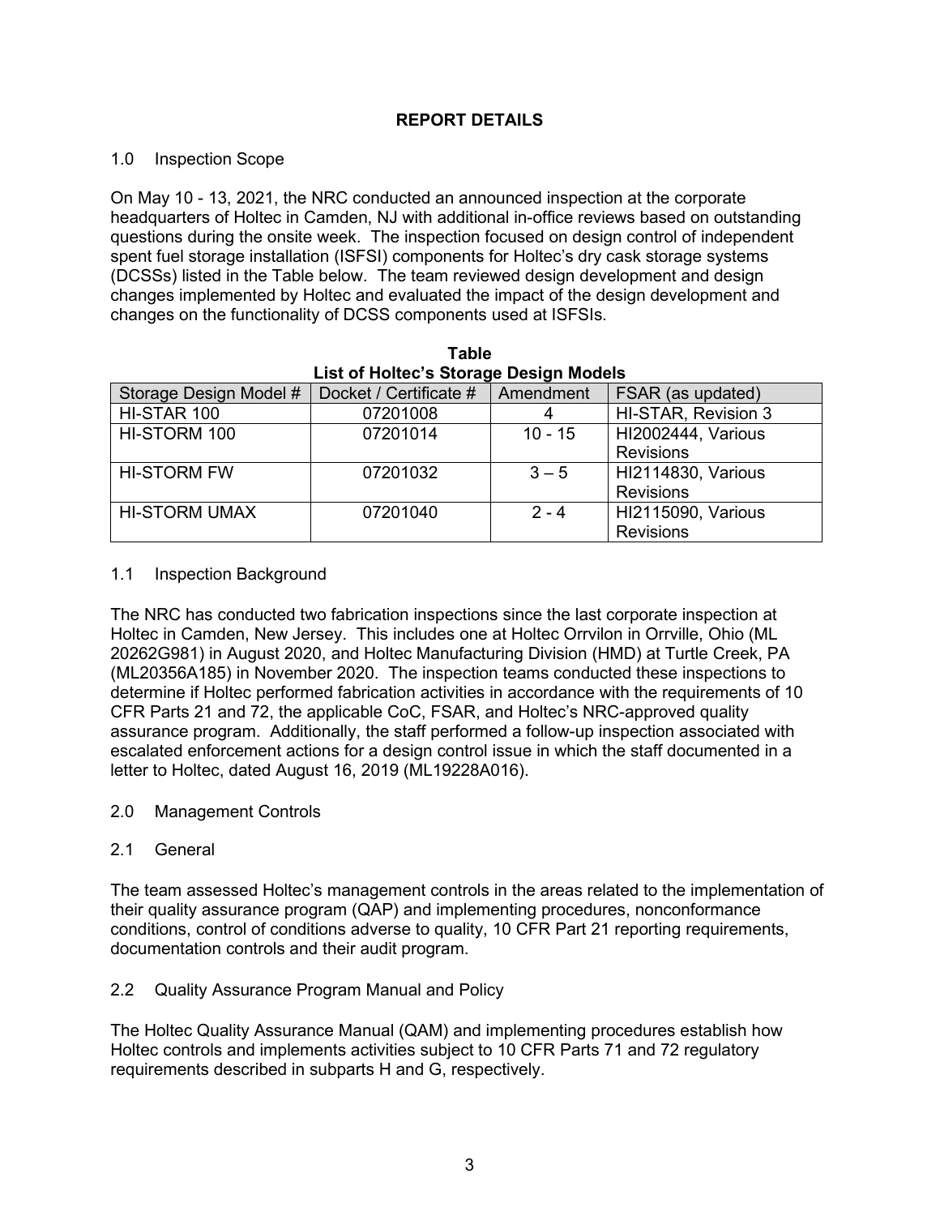# REPORT DETAILS

## 1.0 Inspection Scope

On May 10 - 13, 2021, the NRC conducted an announced inspection at the corporate headquarters of Holtec in Camden, NJ with additional in-office reviews based on outstanding questions during the onsite week. The inspection focused on design control of independent spent fuel storage installation (ISFSI) components for Holtec's dry cask storage systems (DCSSs) listed in the Table below. The team reviewed design development and design changes implemented by Holtec and evaluated the impact of the design development and changes on the functionality of DCSS components used at ISFSIs.

**Table**
**List of Holtec's Storage Design Models**

| Storage Design Model # | Docket / Certificate # | Amendment | FSAR (as updated) |
|---|---|---|---|
| HI-STAR 100 | 07201008 | 4 | HI-STAR, Revision 3 |
| HI-STORM 100 | 07201014 | 10 - 15 | HI2002444, Various Revisions |
| HI-STORM FW | 07201032 | 3 – 5 | HI2114830, Various Revisions |
| HI-STORM UMAX | 07201040 | 2 - 4 | HI2115090, Various Revisions |

## 1.1 Inspection Background

The NRC has conducted two fabrication inspections since the last corporate inspection at Holtec in Camden, New Jersey. This includes one at Holtec Orrvilon in Orrville, Ohio (ML 20262G981) in August 2020, and Holtec Manufacturing Division (HMD) at Turtle Creek, PA (ML20356A185) in November 2020. The inspection teams conducted these inspections to determine if Holtec performed fabrication activities in accordance with the requirements of 10 CFR Parts 21 and 72, the applicable CoC, FSAR, and Holtec's NRC-approved quality assurance program. Additionally, the staff performed a follow-up inspection associated with escalated enforcement actions for a design control issue in which the staff documented in a letter to Holtec, dated August 16, 2019 (ML19228A016).

## 2.0 Management Controls

### 2.1 General

The team assessed Holtec's management controls in the areas related to the implementation of their quality assurance program (QAP) and implementing procedures, nonconformance conditions, control of conditions adverse to quality, 10 CFR Part 21 reporting requirements, documentation controls and their audit program.

### 2.2 Quality Assurance Program Manual and Policy

The Holtec Quality Assurance Manual (QAM) and implementing procedures establish how Holtec controls and implements activities subject to 10 CFR Parts 71 and 72 regulatory requirements described in subparts H and G, respectively.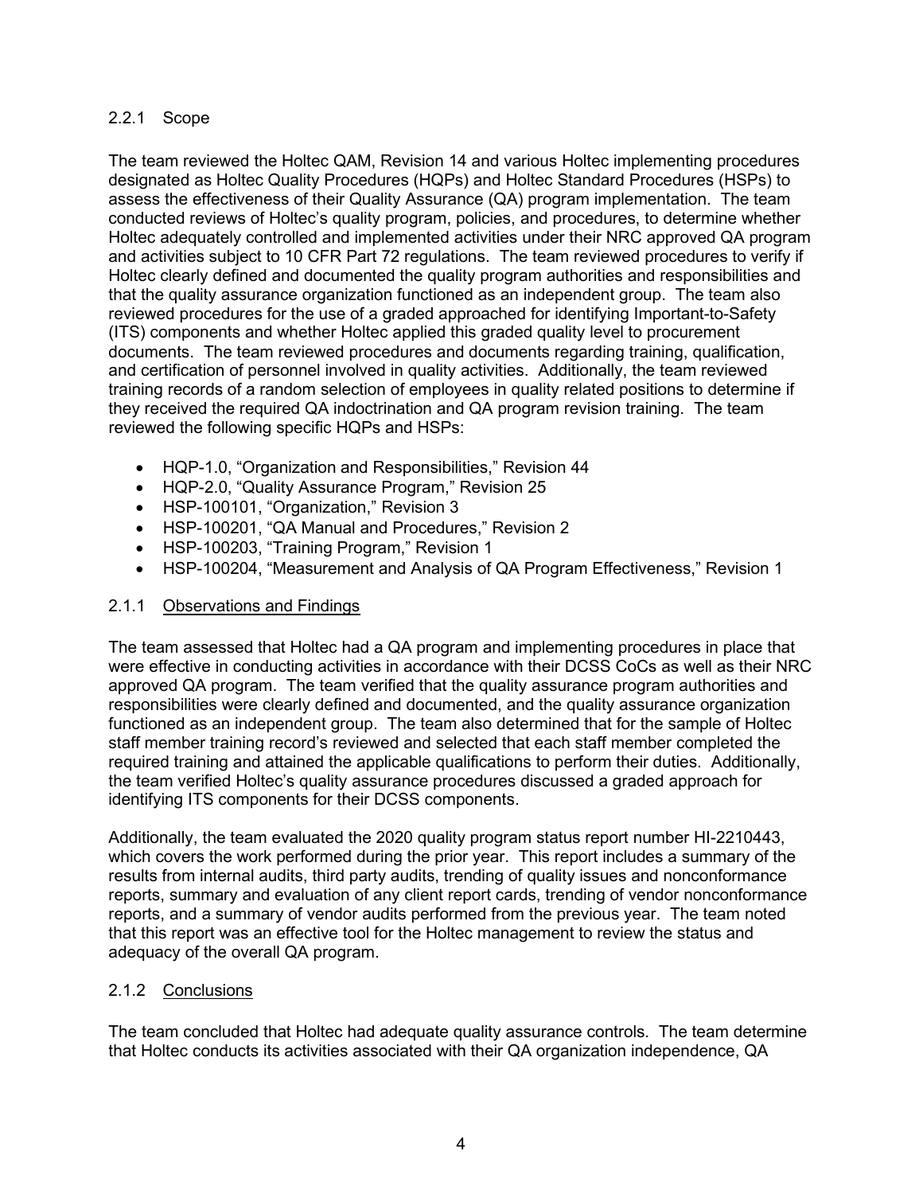### 2.2.1 Scope

The team reviewed the Holtec QAM, Revision 14 and various Holtec implementing procedures designated as Holtec Quality Procedures (HQPs) and Holtec Standard Procedures (HSPs) to assess the effectiveness of their Quality Assurance (QA) program implementation. The team conducted reviews of Holtec's quality program, policies, and procedures, to determine whether Holtec adequately controlled and implemented activities under their NRC approved QA program and activities subject to 10 CFR Part 72 regulations. The team reviewed procedures to verify if Holtec clearly defined and documented the quality program authorities and responsibilities and that the quality assurance organization functioned as an independent group. The team also reviewed procedures for the use of a graded approached for identifying Important-to-Safety (ITS) components and whether Holtec applied this graded quality level to procurement documents. The team reviewed procedures and documents regarding training, qualification, and certification of personnel involved in quality activities. Additionally, the team reviewed training records of a random selection of employees in quality related positions to determine if they received the required QA indoctrination and QA program revision training. The team reviewed the following specific HQPs and HSPs:

- HQP-1.0, "Organization and Responsibilities," Revision 44
- HQP-2.0, "Quality Assurance Program," Revision 25
- HSP-100101, "Organization," Revision 3
- HSP-100201, "QA Manual and Procedures," Revision 2
- HSP-100203, "Training Program," Revision 1
- HSP-100204, "Measurement and Analysis of QA Program Effectiveness," Revision 1

### 2.1.1 Observations and Findings

The team assessed that Holtec had a QA program and implementing procedures in place that were effective in conducting activities in accordance with their DCSS CoCs as well as their NRC approved QA program. The team verified that the quality assurance program authorities and responsibilities were clearly defined and documented, and the quality assurance organization functioned as an independent group. The team also determined that for the sample of Holtec staff member training record's reviewed and selected that each staff member completed the required training and attained the applicable qualifications to perform their duties. Additionally, the team verified Holtec's quality assurance procedures discussed a graded approach for identifying ITS components for their DCSS components.

Additionally, the team evaluated the 2020 quality program status report number HI-2210443, which covers the work performed during the prior year. This report includes a summary of the results from internal audits, third party audits, trending of quality issues and nonconformance reports, summary and evaluation of any client report cards, trending of vendor nonconformance reports, and a summary of vendor audits performed from the previous year. The team noted that this report was an effective tool for the Holtec management to review the status and adequacy of the overall QA program.

### 2.1.2 Conclusions

The team concluded that Holtec had adequate quality assurance controls. The team determine that Holtec conducts its activities associated with their QA organization independence, QA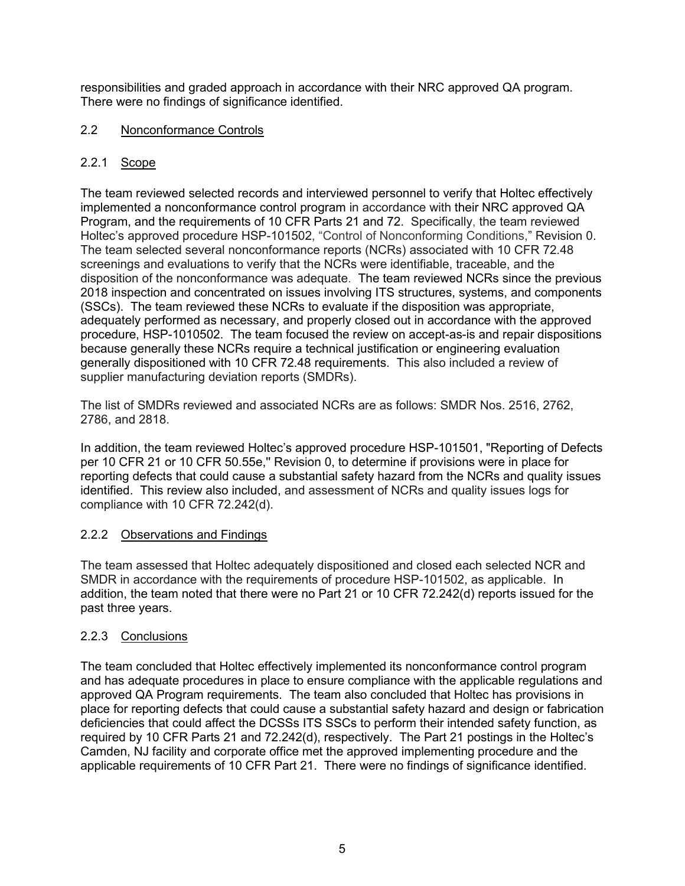responsibilities and graded approach in accordance with their NRC approved QA program. There were no findings of significance identified.

## 2.2 Nonconformance Controls

### 2.2.1 Scope

The team reviewed selected records and interviewed personnel to verify that Holtec effectively implemented a nonconformance control program in accordance with their NRC approved QA Program, and the requirements of 10 CFR Parts 21 and 72. Specifically, the team reviewed Holtec's approved procedure HSP-101502, "Control of Nonconforming Conditions," Revision 0. The team selected several nonconformance reports (NCRs) associated with 10 CFR 72.48 screenings and evaluations to verify that the NCRs were identifiable, traceable, and the disposition of the nonconformance was adequate. The team reviewed NCRs since the previous 2018 inspection and concentrated on issues involving ITS structures, systems, and components (SSCs). The team reviewed these NCRs to evaluate if the disposition was appropriate, adequately performed as necessary, and properly closed out in accordance with the approved procedure, HSP-1010502. The team focused the review on accept-as-is and repair dispositions because generally these NCRs require a technical justification or engineering evaluation generally dispositioned with 10 CFR 72.48 requirements. This also included a review of supplier manufacturing deviation reports (SMDRs).

The list of SMDRs reviewed and associated NCRs are as follows: SMDR Nos. 2516, 2762, 2786, and 2818.

In addition, the team reviewed Holtec's approved procedure HSP-101501, "Reporting of Defects per 10 CFR 21 or 10 CFR 50.55e," Revision 0, to determine if provisions were in place for reporting defects that could cause a substantial safety hazard from the NCRs and quality issues identified. This review also included, and assessment of NCRs and quality issues logs for compliance with 10 CFR 72.242(d).

### 2.2.2 Observations and Findings

The team assessed that Holtec adequately dispositioned and closed each selected NCR and SMDR in accordance with the requirements of procedure HSP-101502, as applicable. In addition, the team noted that there were no Part 21 or 10 CFR 72.242(d) reports issued for the past three years.

### 2.2.3 Conclusions

The team concluded that Holtec effectively implemented its nonconformance control program and has adequate procedures in place to ensure compliance with the applicable regulations and approved QA Program requirements. The team also concluded that Holtec has provisions in place for reporting defects that could cause a substantial safety hazard and design or fabrication deficiencies that could affect the DCSSs ITS SSCs to perform their intended safety function, as required by 10 CFR Parts 21 and 72.242(d), respectively. The Part 21 postings in the Holtec's Camden, NJ facility and corporate office met the approved implementing procedure and the applicable requirements of 10 CFR Part 21. There were no findings of significance identified.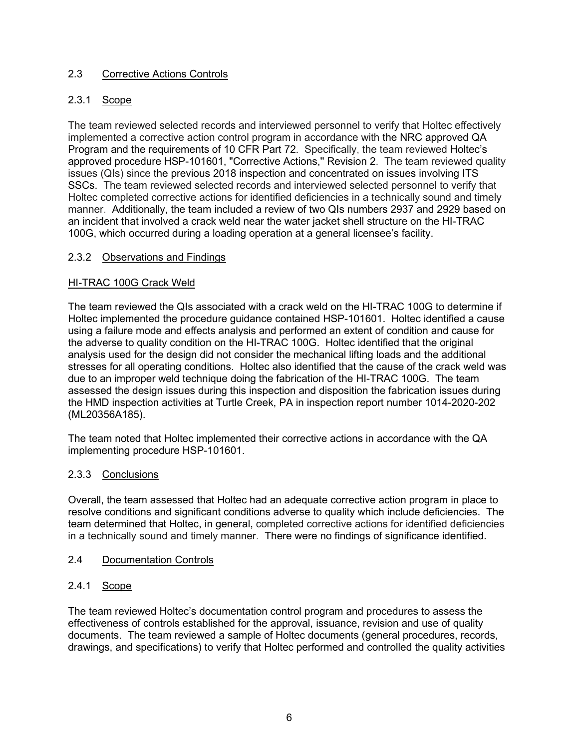## 2.3 Corrective Actions Controls

### 2.3.1 Scope

The team reviewed selected records and interviewed personnel to verify that Holtec effectively implemented a corrective action control program in accordance with the NRC approved QA Program and the requirements of 10 CFR Part 72. Specifically, the team reviewed Holtec's approved procedure HSP-101601, "Corrective Actions," Revision 2. The team reviewed quality issues (QIs) since the previous 2018 inspection and concentrated on issues involving ITS SSCs. The team reviewed selected records and interviewed selected personnel to verify that Holtec completed corrective actions for identified deficiencies in a technically sound and timely manner. Additionally, the team included a review of two QIs numbers 2937 and 2929 based on an incident that involved a crack weld near the water jacket shell structure on the HI-TRAC 100G, which occurred during a loading operation at a general licensee's facility.

### 2.3.2 Observations and Findings

HI-TRAC 100G Crack Weld

The team reviewed the QIs associated with a crack weld on the HI-TRAC 100G to determine if Holtec implemented the procedure guidance contained HSP-101601. Holtec identified a cause using a failure mode and effects analysis and performed an extent of condition and cause for the adverse to quality condition on the HI-TRAC 100G. Holtec identified that the original analysis used for the design did not consider the mechanical lifting loads and the additional stresses for all operating conditions. Holtec also identified that the cause of the crack weld was due to an improper weld technique doing the fabrication of the HI-TRAC 100G. The team assessed the design issues during this inspection and disposition the fabrication issues during the HMD inspection activities at Turtle Creek, PA in inspection report number 1014-2020-202 (ML20356A185).

The team noted that Holtec implemented their corrective actions in accordance with the QA implementing procedure HSP-101601.

### 2.3.3 Conclusions

Overall, the team assessed that Holtec had an adequate corrective action program in place to resolve conditions and significant conditions adverse to quality which include deficiencies. The team determined that Holtec, in general, completed corrective actions for identified deficiencies in a technically sound and timely manner. There were no findings of significance identified.

## 2.4 Documentation Controls

### 2.4.1 Scope

The team reviewed Holtec's documentation control program and procedures to assess the effectiveness of controls established for the approval, issuance, revision and use of quality documents. The team reviewed a sample of Holtec documents (general procedures, records, drawings, and specifications) to verify that Holtec performed and controlled the quality activities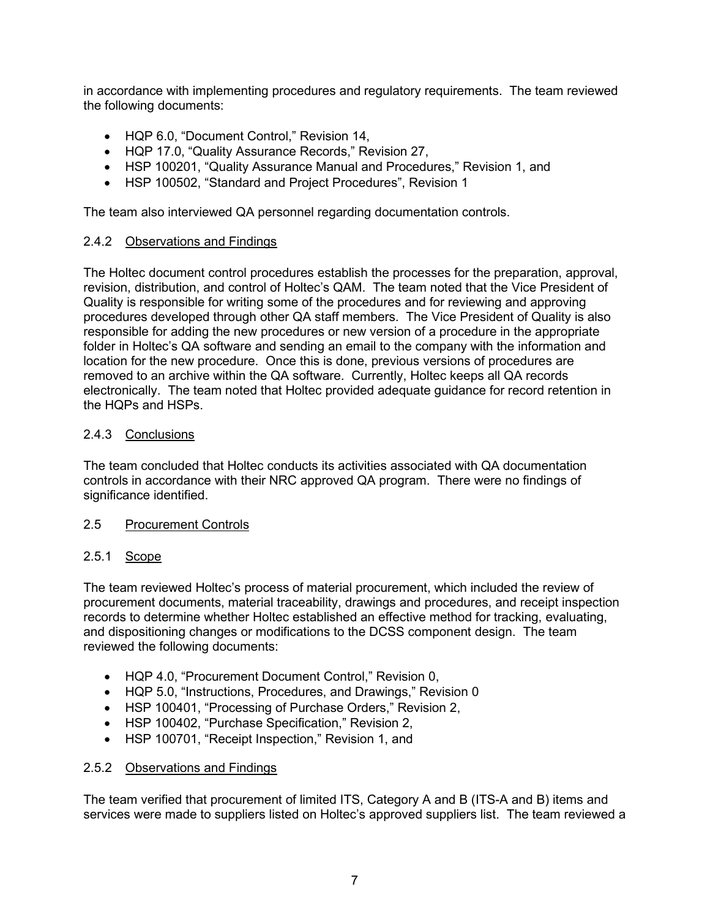in accordance with implementing procedures and regulatory requirements. The team reviewed the following documents:

- HQP 6.0, "Document Control," Revision 14,
- HQP 17.0, "Quality Assurance Records," Revision 27,
- HSP 100201, "Quality Assurance Manual and Procedures," Revision 1, and
- HSP 100502, "Standard and Project Procedures", Revision 1

The team also interviewed QA personnel regarding documentation controls.

### 2.4.2 Observations and Findings

The Holtec document control procedures establish the processes for the preparation, approval, revision, distribution, and control of Holtec's QAM. The team noted that the Vice President of Quality is responsible for writing some of the procedures and for reviewing and approving procedures developed through other QA staff members. The Vice President of Quality is also responsible for adding the new procedures or new version of a procedure in the appropriate folder in Holtec's QA software and sending an email to the company with the information and location for the new procedure. Once this is done, previous versions of procedures are removed to an archive within the QA software. Currently, Holtec keeps all QA records electronically. The team noted that Holtec provided adequate guidance for record retention in the HQPs and HSPs.

### 2.4.3 Conclusions

The team concluded that Holtec conducts its activities associated with QA documentation controls in accordance with their NRC approved QA program. There were no findings of significance identified.

## 2.5 Procurement Controls

### 2.5.1 Scope

The team reviewed Holtec's process of material procurement, which included the review of procurement documents, material traceability, drawings and procedures, and receipt inspection records to determine whether Holtec established an effective method for tracking, evaluating, and dispositioning changes or modifications to the DCSS component design. The team reviewed the following documents:

- HQP 4.0, "Procurement Document Control," Revision 0,
- HQP 5.0, "Instructions, Procedures, and Drawings," Revision 0
- HSP 100401, "Processing of Purchase Orders," Revision 2,
- HSP 100402, "Purchase Specification," Revision 2,
- HSP 100701, "Receipt Inspection," Revision 1, and

### 2.5.2 Observations and Findings

The team verified that procurement of limited ITS, Category A and B (ITS-A and B) items and services were made to suppliers listed on Holtec's approved suppliers list. The team reviewed a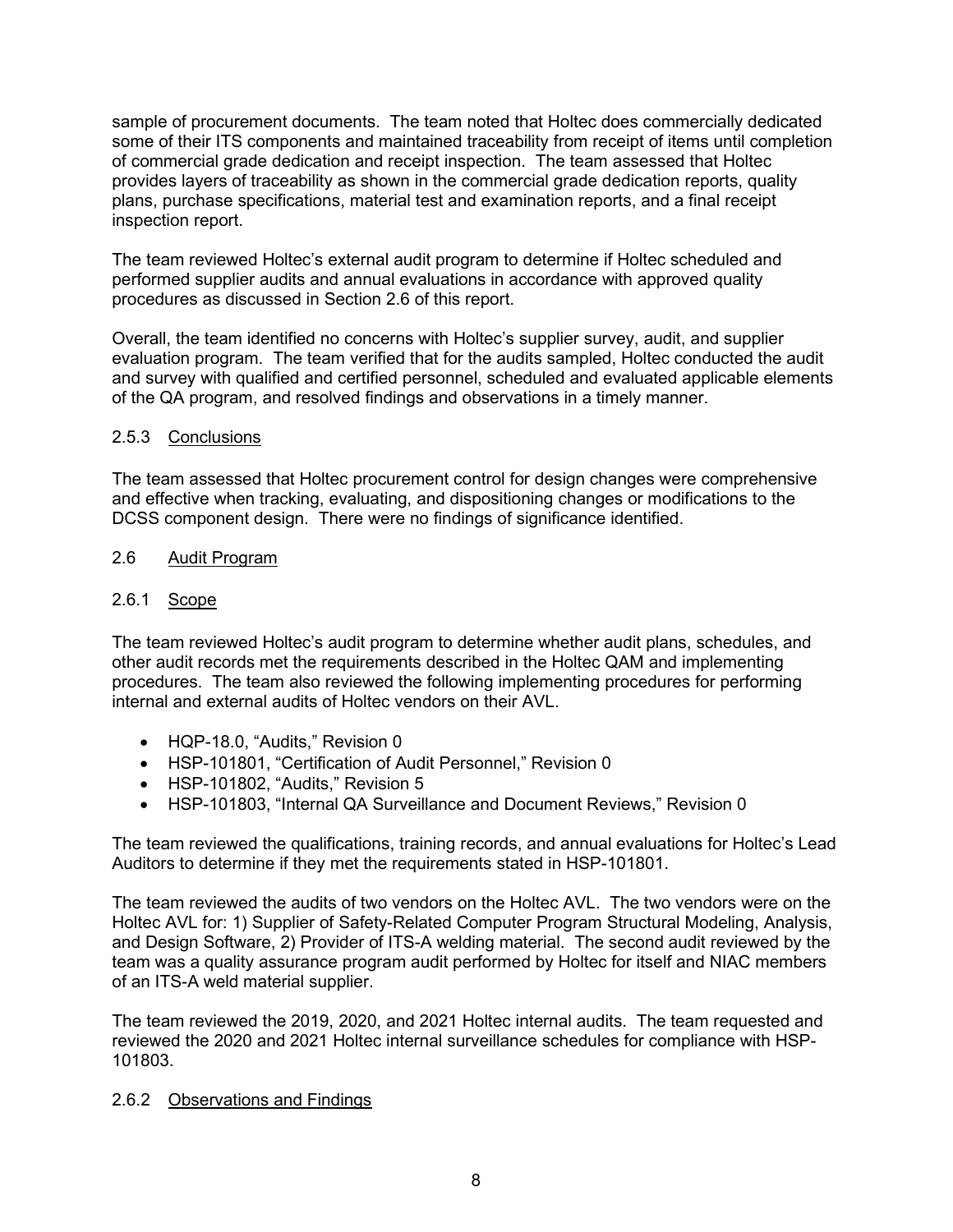sample of procurement documents. The team noted that Holtec does commercially dedicated some of their ITS components and maintained traceability from receipt of items until completion of commercial grade dedication and receipt inspection. The team assessed that Holtec provides layers of traceability as shown in the commercial grade dedication reports, quality plans, purchase specifications, material test and examination reports, and a final receipt inspection report.

The team reviewed Holtec's external audit program to determine if Holtec scheduled and performed supplier audits and annual evaluations in accordance with approved quality procedures as discussed in Section 2.6 of this report.

Overall, the team identified no concerns with Holtec's supplier survey, audit, and supplier evaluation program. The team verified that for the audits sampled, Holtec conducted the audit and survey with qualified and certified personnel, scheduled and evaluated applicable elements of the QA program, and resolved findings and observations in a timely manner.

### 2.5.3 Conclusions

The team assessed that Holtec procurement control for design changes were comprehensive and effective when tracking, evaluating, and dispositioning changes or modifications to the DCSS component design. There were no findings of significance identified.

## 2.6 Audit Program

### 2.6.1 Scope

The team reviewed Holtec's audit program to determine whether audit plans, schedules, and other audit records met the requirements described in the Holtec QAM and implementing procedures. The team also reviewed the following implementing procedures for performing internal and external audits of Holtec vendors on their AVL.

- HQP-18.0, "Audits," Revision 0
- HSP-101801, "Certification of Audit Personnel," Revision 0
- HSP-101802, "Audits," Revision 5
- HSP-101803, "Internal QA Surveillance and Document Reviews," Revision 0

The team reviewed the qualifications, training records, and annual evaluations for Holtec's Lead Auditors to determine if they met the requirements stated in HSP-101801.

The team reviewed the audits of two vendors on the Holtec AVL. The two vendors were on the Holtec AVL for: 1) Supplier of Safety-Related Computer Program Structural Modeling, Analysis, and Design Software, 2) Provider of ITS-A welding material. The second audit reviewed by the team was a quality assurance program audit performed by Holtec for itself and NIAC members of an ITS-A weld material supplier.

The team reviewed the 2019, 2020, and 2021 Holtec internal audits. The team requested and reviewed the 2020 and 2021 Holtec internal surveillance schedules for compliance with HSP-101803.

### 2.6.2 Observations and Findings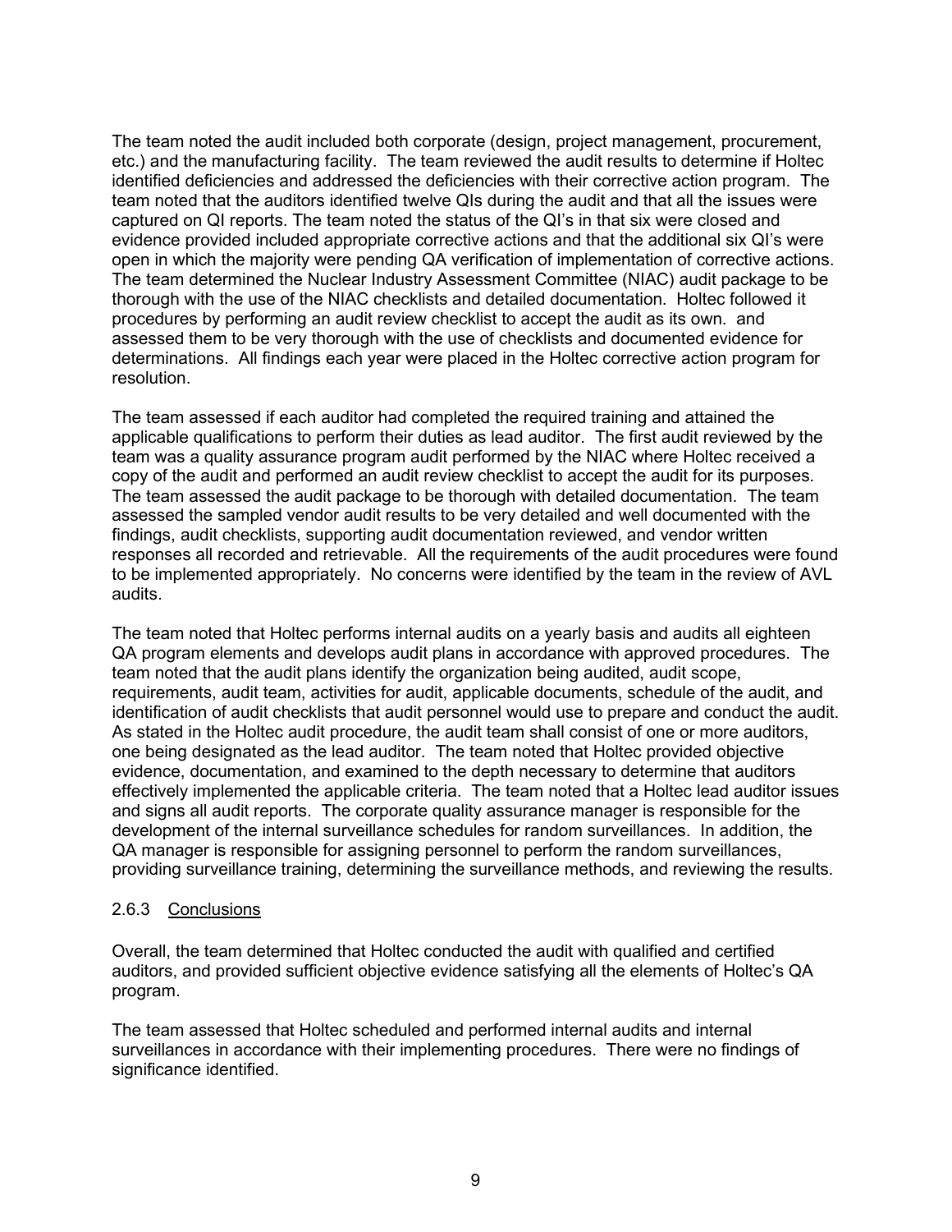The team noted the audit included both corporate (design, project management, procurement, etc.) and the manufacturing facility. The team reviewed the audit results to determine if Holtec identified deficiencies and addressed the deficiencies with their corrective action program. The team noted that the auditors identified twelve QIs during the audit and that all the issues were captured on QI reports. The team noted the status of the QI's in that six were closed and evidence provided included appropriate corrective actions and that the additional six QI's were open in which the majority were pending QA verification of implementation of corrective actions. The team determined the Nuclear Industry Assessment Committee (NIAC) audit package to be thorough with the use of the NIAC checklists and detailed documentation. Holtec followed it procedures by performing an audit review checklist to accept the audit as its own. and assessed them to be very thorough with the use of checklists and documented evidence for determinations. All findings each year were placed in the Holtec corrective action program for resolution.

The team assessed if each auditor had completed the required training and attained the applicable qualifications to perform their duties as lead auditor. The first audit reviewed by the team was a quality assurance program audit performed by the NIAC where Holtec received a copy of the audit and performed an audit review checklist to accept the audit for its purposes. The team assessed the audit package to be thorough with detailed documentation. The team assessed the sampled vendor audit results to be very detailed and well documented with the findings, audit checklists, supporting audit documentation reviewed, and vendor written responses all recorded and retrievable. All the requirements of the audit procedures were found to be implemented appropriately. No concerns were identified by the team in the review of AVL audits.

The team noted that Holtec performs internal audits on a yearly basis and audits all eighteen QA program elements and develops audit plans in accordance with approved procedures. The team noted that the audit plans identify the organization being audited, audit scope, requirements, audit team, activities for audit, applicable documents, schedule of the audit, and identification of audit checklists that audit personnel would use to prepare and conduct the audit. As stated in the Holtec audit procedure, the audit team shall consist of one or more auditors, one being designated as the lead auditor. The team noted that Holtec provided objective evidence, documentation, and examined to the depth necessary to determine that auditors effectively implemented the applicable criteria. The team noted that a Holtec lead auditor issues and signs all audit reports. The corporate quality assurance manager is responsible for the development of the internal surveillance schedules for random surveillances. In addition, the QA manager is responsible for assigning personnel to perform the random surveillances, providing surveillance training, determining the surveillance methods, and reviewing the results.

### 2.6.3 Conclusions

Overall, the team determined that Holtec conducted the audit with qualified and certified auditors, and provided sufficient objective evidence satisfying all the elements of Holtec's QA program.

The team assessed that Holtec scheduled and performed internal audits and internal surveillances in accordance with their implementing procedures. There were no findings of significance identified.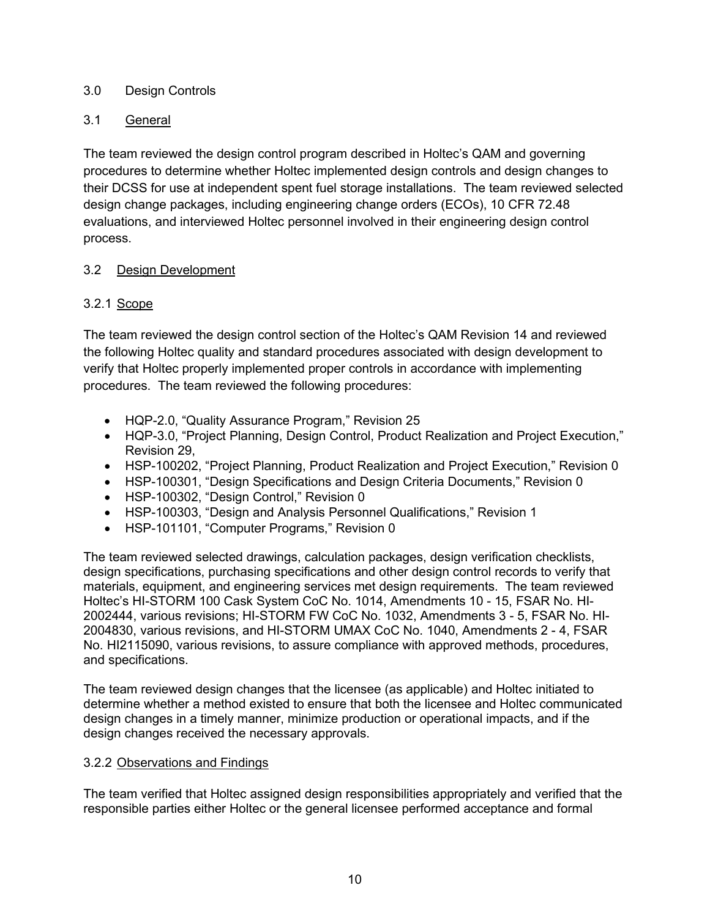## 3.0 Design Controls

### 3.1 General

The team reviewed the design control program described in Holtec's QAM and governing procedures to determine whether Holtec implemented design controls and design changes to their DCSS for use at independent spent fuel storage installations. The team reviewed selected design change packages, including engineering change orders (ECOs), 10 CFR 72.48 evaluations, and interviewed Holtec personnel involved in their engineering design control process.

### 3.2 Design Development

#### 3.2.1 Scope

The team reviewed the design control section of the Holtec's QAM Revision 14 and reviewed the following Holtec quality and standard procedures associated with design development to verify that Holtec properly implemented proper controls in accordance with implementing procedures. The team reviewed the following procedures:

- HQP-2.0, "Quality Assurance Program," Revision 25
- HQP-3.0, "Project Planning, Design Control, Product Realization and Project Execution," Revision 29,
- HSP-100202, "Project Planning, Product Realization and Project Execution," Revision 0
- HSP-100301, "Design Specifications and Design Criteria Documents," Revision 0
- HSP-100302, "Design Control," Revision 0
- HSP-100303, "Design and Analysis Personnel Qualifications," Revision 1
- HSP-101101, "Computer Programs," Revision 0

The team reviewed selected drawings, calculation packages, design verification checklists, design specifications, purchasing specifications and other design control records to verify that materials, equipment, and engineering services met design requirements. The team reviewed Holtec's HI-STORM 100 Cask System CoC No. 1014, Amendments 10 - 15, FSAR No. HI-2002444, various revisions; HI-STORM FW CoC No. 1032, Amendments 3 - 5, FSAR No. HI-2004830, various revisions, and HI-STORM UMAX CoC No. 1040, Amendments 2 - 4, FSAR No. HI2115090, various revisions, to assure compliance with approved methods, procedures, and specifications.

The team reviewed design changes that the licensee (as applicable) and Holtec initiated to determine whether a method existed to ensure that both the licensee and Holtec communicated design changes in a timely manner, minimize production or operational impacts, and if the design changes received the necessary approvals.

#### 3.2.2 Observations and Findings

The team verified that Holtec assigned design responsibilities appropriately and verified that the responsible parties either Holtec or the general licensee performed acceptance and formal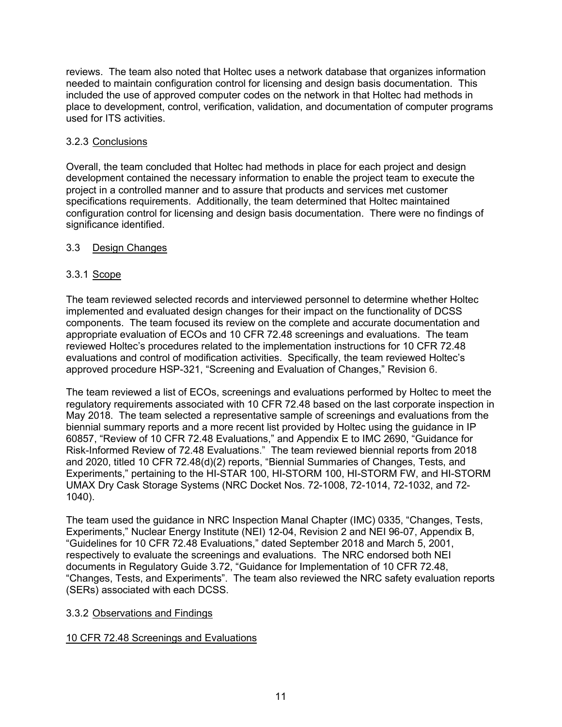reviews. The team also noted that Holtec uses a network database that organizes information needed to maintain configuration control for licensing and design basis documentation. This included the use of approved computer codes on the network in that Holtec had methods in place to development, control, verification, validation, and documentation of computer programs used for ITS activities.

### 3.2.3 Conclusions

Overall, the team concluded that Holtec had methods in place for each project and design development contained the necessary information to enable the project team to execute the project in a controlled manner and to assure that products and services met customer specifications requirements. Additionally, the team determined that Holtec maintained configuration control for licensing and design basis documentation. There were no findings of significance identified.

## 3.3 Design Changes

### 3.3.1 Scope

The team reviewed selected records and interviewed personnel to determine whether Holtec implemented and evaluated design changes for their impact on the functionality of DCSS components. The team focused its review on the complete and accurate documentation and appropriate evaluation of ECOs and 10 CFR 72.48 screenings and evaluations. The team reviewed Holtec's procedures related to the implementation instructions for 10 CFR 72.48 evaluations and control of modification activities. Specifically, the team reviewed Holtec's approved procedure HSP-321, "Screening and Evaluation of Changes," Revision 6.

The team reviewed a list of ECOs, screenings and evaluations performed by Holtec to meet the regulatory requirements associated with 10 CFR 72.48 based on the last corporate inspection in May 2018. The team selected a representative sample of screenings and evaluations from the biennial summary reports and a more recent list provided by Holtec using the guidance in IP 60857, "Review of 10 CFR 72.48 Evaluations," and Appendix E to IMC 2690, "Guidance for Risk-Informed Review of 72.48 Evaluations." The team reviewed biennial reports from 2018 and 2020, titled 10 CFR 72.48(d)(2) reports, "Biennial Summaries of Changes, Tests, and Experiments," pertaining to the HI-STAR 100, HI-STORM 100, HI-STORM FW, and HI-STORM UMAX Dry Cask Storage Systems (NRC Docket Nos. 72-1008, 72-1014, 72-1032, and 72-1040).

The team used the guidance in NRC Inspection Manal Chapter (IMC) 0335, "Changes, Tests, Experiments," Nuclear Energy Institute (NEI) 12-04, Revision 2 and NEI 96-07, Appendix B, "Guidelines for 10 CFR 72.48 Evaluations," dated September 2018 and March 5, 2001, respectively to evaluate the screenings and evaluations. The NRC endorsed both NEI documents in Regulatory Guide 3.72, "Guidance for Implementation of 10 CFR 72.48, "Changes, Tests, and Experiments". The team also reviewed the NRC safety evaluation reports (SERs) associated with each DCSS.

### 3.3.2 Observations and Findings

10 CFR 72.48 Screenings and Evaluations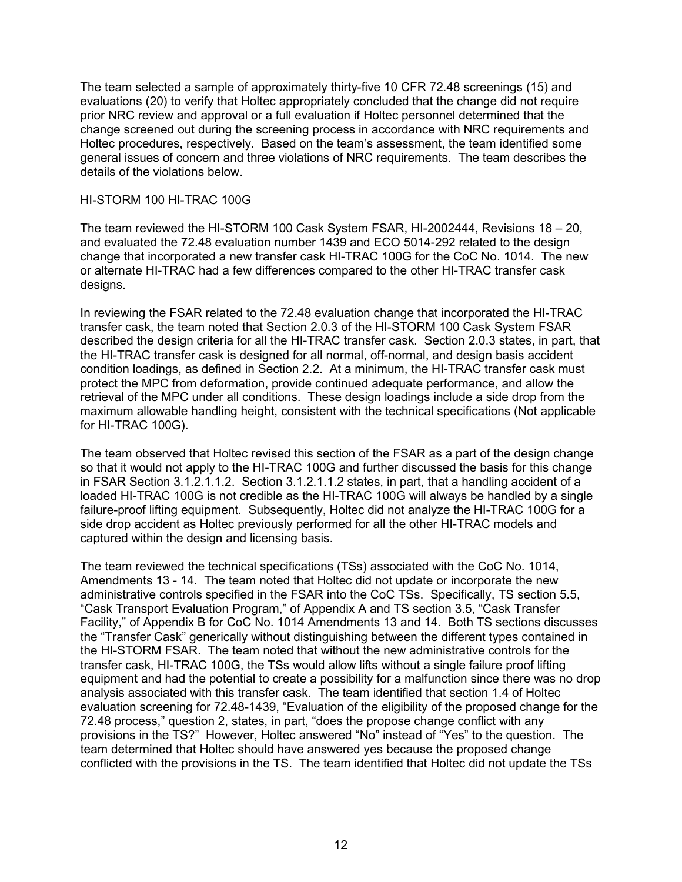The team selected a sample of approximately thirty-five 10 CFR 72.48 screenings (15) and evaluations (20) to verify that Holtec appropriately concluded that the change did not require prior NRC review and approval or a full evaluation if Holtec personnel determined that the change screened out during the screening process in accordance with NRC requirements and Holtec procedures, respectively. Based on the team's assessment, the team identified some general issues of concern and three violations of NRC requirements. The team describes the details of the violations below.

HI-STORM 100 HI-TRAC 100G

The team reviewed the HI-STORM 100 Cask System FSAR, HI-2002444, Revisions 18 – 20, and evaluated the 72.48 evaluation number 1439 and ECO 5014-292 related to the design change that incorporated a new transfer cask HI-TRAC 100G for the CoC No. 1014. The new or alternate HI-TRAC had a few differences compared to the other HI-TRAC transfer cask designs.

In reviewing the FSAR related to the 72.48 evaluation change that incorporated the HI-TRAC transfer cask, the team noted that Section 2.0.3 of the HI-STORM 100 Cask System FSAR described the design criteria for all the HI-TRAC transfer cask. Section 2.0.3 states, in part, that the HI-TRAC transfer cask is designed for all normal, off-normal, and design basis accident condition loadings, as defined in Section 2.2. At a minimum, the HI-TRAC transfer cask must protect the MPC from deformation, provide continued adequate performance, and allow the retrieval of the MPC under all conditions. These design loadings include a side drop from the maximum allowable handling height, consistent with the technical specifications (Not applicable for HI-TRAC 100G).

The team observed that Holtec revised this section of the FSAR as a part of the design change so that it would not apply to the HI-TRAC 100G and further discussed the basis for this change in FSAR Section 3.1.2.1.1.2. Section 3.1.2.1.1.2 states, in part, that a handling accident of a loaded HI-TRAC 100G is not credible as the HI-TRAC 100G will always be handled by a single failure-proof lifting equipment. Subsequently, Holtec did not analyze the HI-TRAC 100G for a side drop accident as Holtec previously performed for all the other HI-TRAC models and captured within the design and licensing basis.

The team reviewed the technical specifications (TSs) associated with the CoC No. 1014, Amendments 13 - 14. The team noted that Holtec did not update or incorporate the new administrative controls specified in the FSAR into the CoC TSs. Specifically, TS section 5.5, "Cask Transport Evaluation Program," of Appendix A and TS section 3.5, "Cask Transfer Facility," of Appendix B for CoC No. 1014 Amendments 13 and 14. Both TS sections discusses the "Transfer Cask" generically without distinguishing between the different types contained in the HI-STORM FSAR. The team noted that without the new administrative controls for the transfer cask, HI-TRAC 100G, the TSs would allow lifts without a single failure proof lifting equipment and had the potential to create a possibility for a malfunction since there was no drop analysis associated with this transfer cask. The team identified that section 1.4 of Holtec evaluation screening for 72.48-1439, "Evaluation of the eligibility of the proposed change for the 72.48 process," question 2, states, in part, "does the propose change conflict with any provisions in the TS?" However, Holtec answered "No" instead of "Yes" to the question. The team determined that Holtec should have answered yes because the proposed change conflicted with the provisions in the TS. The team identified that Holtec did not update the TSs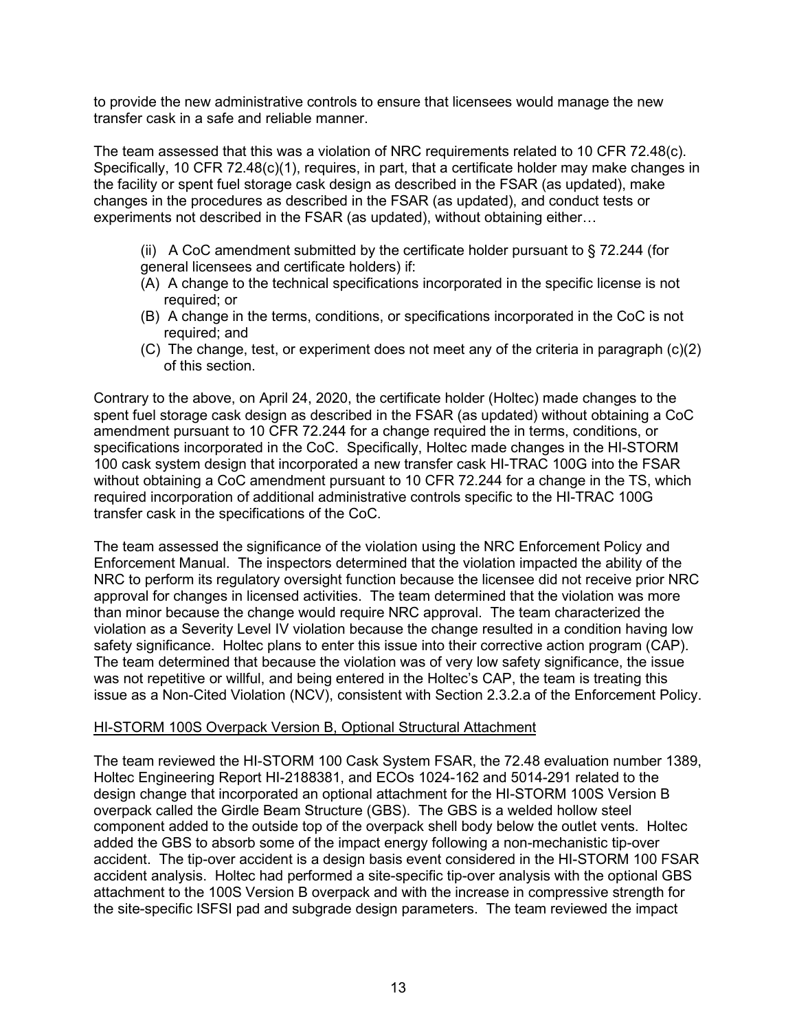to provide the new administrative controls to ensure that licensees would manage the new transfer cask in a safe and reliable manner.

The team assessed that this was a violation of NRC requirements related to 10 CFR 72.48(c). Specifically, 10 CFR 72.48(c)(1), requires, in part, that a certificate holder may make changes in the facility or spent fuel storage cask design as described in the FSAR (as updated), make changes in the procedures as described in the FSAR (as updated), and conduct tests or experiments not described in the FSAR (as updated), without obtaining either…

> (ii) A CoC amendment submitted by the certificate holder pursuant to § 72.244 (for general licensees and certificate holders) if:
> (A) A change to the technical specifications incorporated in the specific license is not required; or
> (B) A change in the terms, conditions, or specifications incorporated in the CoC is not required; and
> (C) The change, test, or experiment does not meet any of the criteria in paragraph (c)(2) of this section.

Contrary to the above, on April 24, 2020, the certificate holder (Holtec) made changes to the spent fuel storage cask design as described in the FSAR (as updated) without obtaining a CoC amendment pursuant to 10 CFR 72.244 for a change required the in terms, conditions, or specifications incorporated in the CoC. Specifically, Holtec made changes in the HI-STORM 100 cask system design that incorporated a new transfer cask HI-TRAC 100G into the FSAR without obtaining a CoC amendment pursuant to 10 CFR 72.244 for a change in the TS, which required incorporation of additional administrative controls specific to the HI-TRAC 100G transfer cask in the specifications of the CoC.

The team assessed the significance of the violation using the NRC Enforcement Policy and Enforcement Manual. The inspectors determined that the violation impacted the ability of the NRC to perform its regulatory oversight function because the licensee did not receive prior NRC approval for changes in licensed activities. The team determined that the violation was more than minor because the change would require NRC approval. The team characterized the violation as a Severity Level IV violation because the change resulted in a condition having low safety significance. Holtec plans to enter this issue into their corrective action program (CAP). The team determined that because the violation was of very low safety significance, the issue was not repetitive or willful, and being entered in the Holtec's CAP, the team is treating this issue as a Non-Cited Violation (NCV), consistent with Section 2.3.2.a of the Enforcement Policy.

HI-STORM 100S Overpack Version B, Optional Structural Attachment

The team reviewed the HI-STORM 100 Cask System FSAR, the 72.48 evaluation number 1389, Holtec Engineering Report HI-2188381, and ECOs 1024-162 and 5014-291 related to the design change that incorporated an optional attachment for the HI-STORM 100S Version B overpack called the Girdle Beam Structure (GBS). The GBS is a welded hollow steel component added to the outside top of the overpack shell body below the outlet vents. Holtec added the GBS to absorb some of the impact energy following a non-mechanistic tip-over accident. The tip-over accident is a design basis event considered in the HI-STORM 100 FSAR accident analysis. Holtec had performed a site-specific tip-over analysis with the optional GBS attachment to the 100S Version B overpack and with the increase in compressive strength for the site-specific ISFSI pad and subgrade design parameters. The team reviewed the impact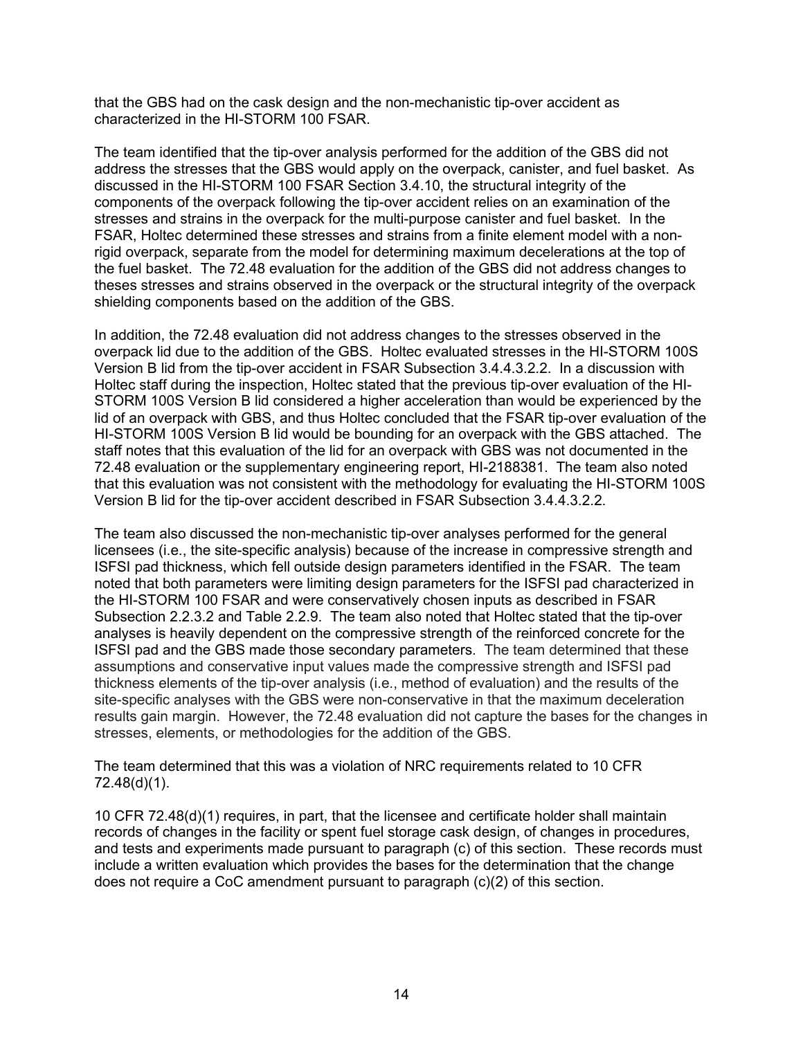that the GBS had on the cask design and the non-mechanistic tip-over accident as characterized in the HI-STORM 100 FSAR.

The team identified that the tip-over analysis performed for the addition of the GBS did not address the stresses that the GBS would apply on the overpack, canister, and fuel basket. As discussed in the HI-STORM 100 FSAR Section 3.4.10, the structural integrity of the components of the overpack following the tip-over accident relies on an examination of the stresses and strains in the overpack for the multi-purpose canister and fuel basket. In the FSAR, Holtec determined these stresses and strains from a finite element model with a non-rigid overpack, separate from the model for determining maximum decelerations at the top of the fuel basket. The 72.48 evaluation for the addition of the GBS did not address changes to theses stresses and strains observed in the overpack or the structural integrity of the overpack shielding components based on the addition of the GBS.

In addition, the 72.48 evaluation did not address changes to the stresses observed in the overpack lid due to the addition of the GBS. Holtec evaluated stresses in the HI-STORM 100S Version B lid from the tip-over accident in FSAR Subsection 3.4.4.3.2.2. In a discussion with Holtec staff during the inspection, Holtec stated that the previous tip-over evaluation of the HI-STORM 100S Version B lid considered a higher acceleration than would be experienced by the lid of an overpack with GBS, and thus Holtec concluded that the FSAR tip-over evaluation of the HI-STORM 100S Version B lid would be bounding for an overpack with the GBS attached. The staff notes that this evaluation of the lid for an overpack with GBS was not documented in the 72.48 evaluation or the supplementary engineering report, HI-2188381. The team also noted that this evaluation was not consistent with the methodology for evaluating the HI-STORM 100S Version B lid for the tip-over accident described in FSAR Subsection 3.4.4.3.2.2.

The team also discussed the non-mechanistic tip-over analyses performed for the general licensees (i.e., the site-specific analysis) because of the increase in compressive strength and ISFSI pad thickness, which fell outside design parameters identified in the FSAR. The team noted that both parameters were limiting design parameters for the ISFSI pad characterized in the HI-STORM 100 FSAR and were conservatively chosen inputs as described in FSAR Subsection 2.2.3.2 and Table 2.2.9. The team also noted that Holtec stated that the tip-over analyses is heavily dependent on the compressive strength of the reinforced concrete for the ISFSI pad and the GBS made those secondary parameters. The team determined that these assumptions and conservative input values made the compressive strength and ISFSI pad thickness elements of the tip-over analysis (i.e., method of evaluation) and the results of the site-specific analyses with the GBS were non-conservative in that the maximum deceleration results gain margin. However, the 72.48 evaluation did not capture the bases for the changes in stresses, elements, or methodologies for the addition of the GBS.

The team determined that this was a violation of NRC requirements related to 10 CFR 72.48(d)(1).

10 CFR 72.48(d)(1) requires, in part, that the licensee and certificate holder shall maintain records of changes in the facility or spent fuel storage cask design, of changes in procedures, and tests and experiments made pursuant to paragraph (c) of this section. These records must include a written evaluation which provides the bases for the determination that the change does not require a CoC amendment pursuant to paragraph (c)(2) of this section.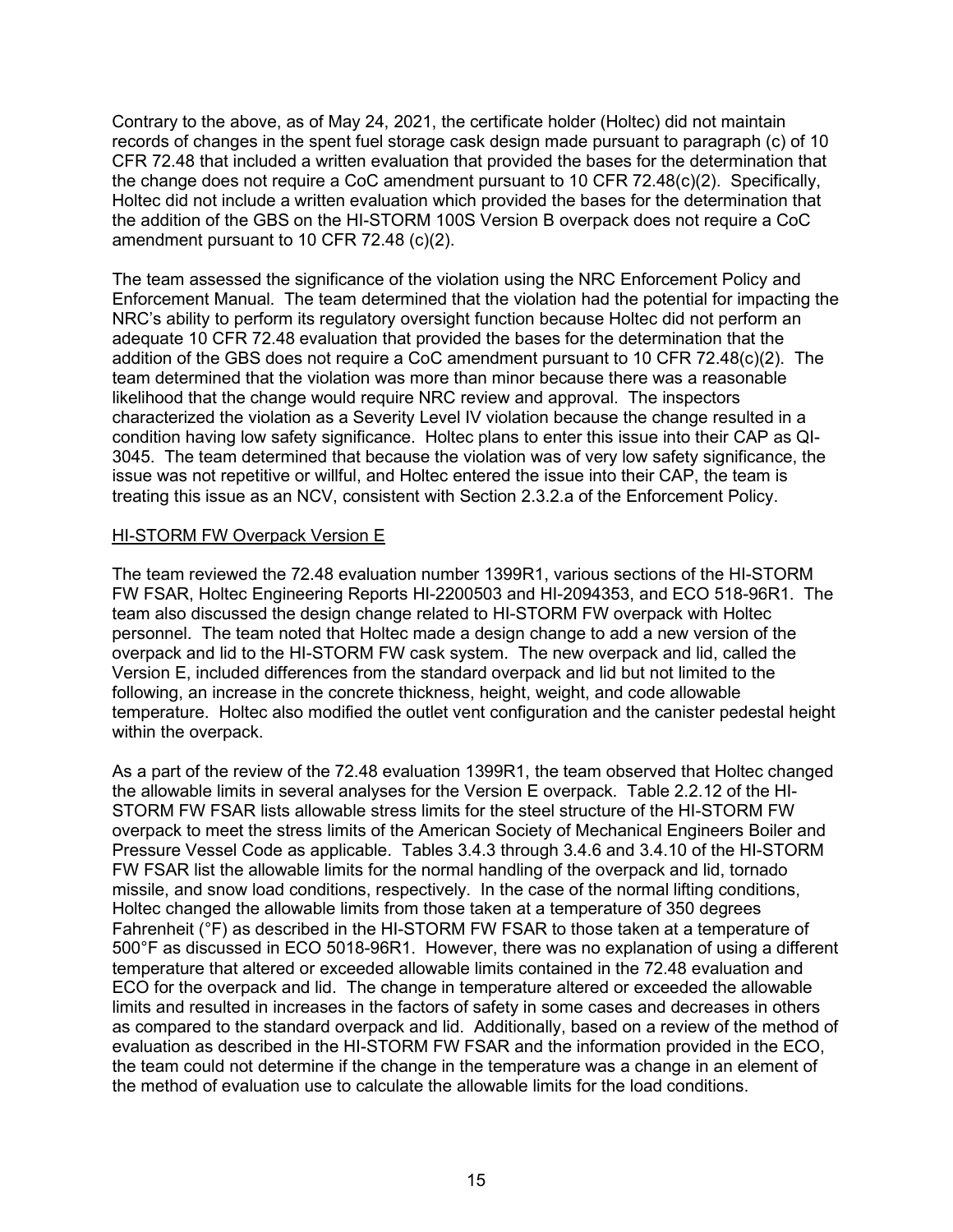Contrary to the above, as of May 24, 2021, the certificate holder (Holtec) did not maintain records of changes in the spent fuel storage cask design made pursuant to paragraph (c) of 10 CFR 72.48 that included a written evaluation that provided the bases for the determination that the change does not require a CoC amendment pursuant to 10 CFR 72.48(c)(2). Specifically, Holtec did not include a written evaluation which provided the bases for the determination that the addition of the GBS on the HI-STORM 100S Version B overpack does not require a CoC amendment pursuant to 10 CFR 72.48 (c)(2).

The team assessed the significance of the violation using the NRC Enforcement Policy and Enforcement Manual. The team determined that the violation had the potential for impacting the NRC's ability to perform its regulatory oversight function because Holtec did not perform an adequate 10 CFR 72.48 evaluation that provided the bases for the determination that the addition of the GBS does not require a CoC amendment pursuant to 10 CFR 72.48(c)(2). The team determined that the violation was more than minor because there was a reasonable likelihood that the change would require NRC review and approval. The inspectors characterized the violation as a Severity Level IV violation because the change resulted in a condition having low safety significance. Holtec plans to enter this issue into their CAP as QI-3045. The team determined that because the violation was of very low safety significance, the issue was not repetitive or willful, and Holtec entered the issue into their CAP, the team is treating this issue as an NCV, consistent with Section 2.3.2.a of the Enforcement Policy.

<u>HI-STORM FW Overpack Version E</u>

The team reviewed the 72.48 evaluation number 1399R1, various sections of the HI-STORM FW FSAR, Holtec Engineering Reports HI-2200503 and HI-2094353, and ECO 518-96R1. The team also discussed the design change related to HI-STORM FW overpack with Holtec personnel. The team noted that Holtec made a design change to add a new version of the overpack and lid to the HI-STORM FW cask system. The new overpack and lid, called the Version E, included differences from the standard overpack and lid but not limited to the following, an increase in the concrete thickness, height, weight, and code allowable temperature. Holtec also modified the outlet vent configuration and the canister pedestal height within the overpack.

As a part of the review of the 72.48 evaluation 1399R1, the team observed that Holtec changed the allowable limits in several analyses for the Version E overpack. Table 2.2.12 of the HI-STORM FW FSAR lists allowable stress limits for the steel structure of the HI-STORM FW overpack to meet the stress limits of the American Society of Mechanical Engineers Boiler and Pressure Vessel Code as applicable. Tables 3.4.3 through 3.4.6 and 3.4.10 of the HI-STORM FW FSAR list the allowable limits for the normal handling of the overpack and lid, tornado missile, and snow load conditions, respectively. In the case of the normal lifting conditions, Holtec changed the allowable limits from those taken at a temperature of 350 degrees Fahrenheit (°F) as described in the HI-STORM FW FSAR to those taken at a temperature of 500°F as discussed in ECO 5018-96R1. However, there was no explanation of using a different temperature that altered or exceeded allowable limits contained in the 72.48 evaluation and ECO for the overpack and lid. The change in temperature altered or exceeded the allowable limits and resulted in increases in the factors of safety in some cases and decreases in others as compared to the standard overpack and lid. Additionally, based on a review of the method of evaluation as described in the HI-STORM FW FSAR and the information provided in the ECO, the team could not determine if the change in the temperature was a change in an element of the method of evaluation use to calculate the allowable limits for the load conditions.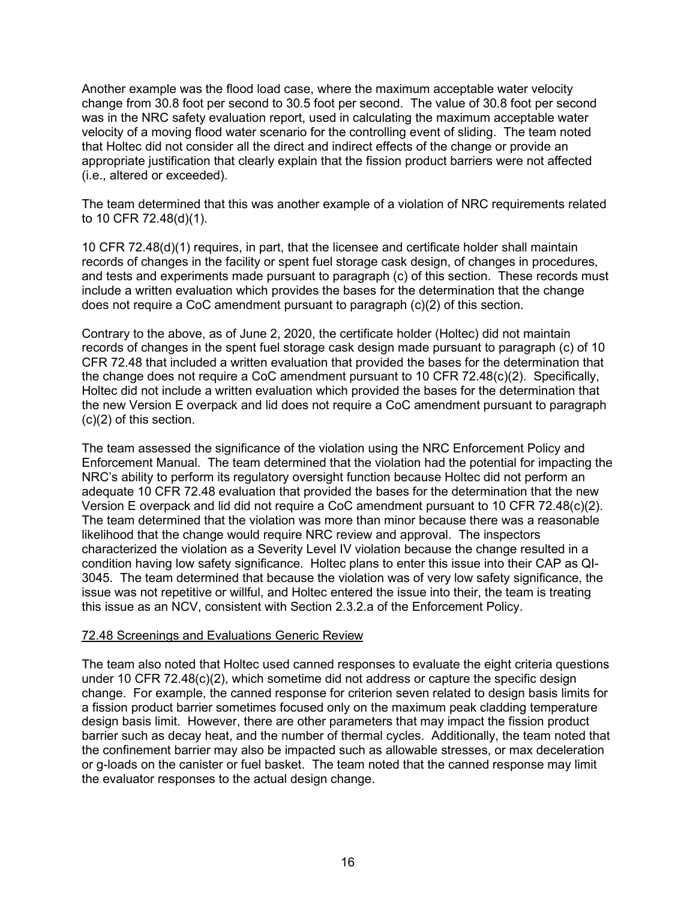Another example was the flood load case, where the maximum acceptable water velocity change from 30.8 foot per second to 30.5 foot per second. The value of 30.8 foot per second was in the NRC safety evaluation report, used in calculating the maximum acceptable water velocity of a moving flood water scenario for the controlling event of sliding. The team noted that Holtec did not consider all the direct and indirect effects of the change or provide an appropriate justification that clearly explain that the fission product barriers were not affected (i.e., altered or exceeded).

The team determined that this was another example of a violation of NRC requirements related to 10 CFR 72.48(d)(1).

10 CFR 72.48(d)(1) requires, in part, that the licensee and certificate holder shall maintain records of changes in the facility or spent fuel storage cask design, of changes in procedures, and tests and experiments made pursuant to paragraph (c) of this section. These records must include a written evaluation which provides the bases for the determination that the change does not require a CoC amendment pursuant to paragraph (c)(2) of this section.

Contrary to the above, as of June 2, 2020, the certificate holder (Holtec) did not maintain records of changes in the spent fuel storage cask design made pursuant to paragraph (c) of 10 CFR 72.48 that included a written evaluation that provided the bases for the determination that the change does not require a CoC amendment pursuant to 10 CFR 72.48(c)(2). Specifically, Holtec did not include a written evaluation which provided the bases for the determination that the new Version E overpack and lid does not require a CoC amendment pursuant to paragraph (c)(2) of this section.

The team assessed the significance of the violation using the NRC Enforcement Policy and Enforcement Manual. The team determined that the violation had the potential for impacting the NRC's ability to perform its regulatory oversight function because Holtec did not perform an adequate 10 CFR 72.48 evaluation that provided the bases for the determination that the new Version E overpack and lid did not require a CoC amendment pursuant to 10 CFR 72.48(c)(2). The team determined that the violation was more than minor because there was a reasonable likelihood that the change would require NRC review and approval. The inspectors characterized the violation as a Severity Level IV violation because the change resulted in a condition having low safety significance. Holtec plans to enter this issue into their CAP as QI-3045. The team determined that because the violation was of very low safety significance, the issue was not repetitive or willful, and Holtec entered the issue into their, the team is treating this issue as an NCV, consistent with Section 2.3.2.a of the Enforcement Policy.

<u>72.48 Screenings and Evaluations Generic Review</u>

The team also noted that Holtec used canned responses to evaluate the eight criteria questions under 10 CFR 72.48(c)(2), which sometime did not address or capture the specific design change. For example, the canned response for criterion seven related to design basis limits for a fission product barrier sometimes focused only on the maximum peak cladding temperature design basis limit. However, there are other parameters that may impact the fission product barrier such as decay heat, and the number of thermal cycles. Additionally, the team noted that the confinement barrier may also be impacted such as allowable stresses, or max deceleration or g-loads on the canister or fuel basket. The team noted that the canned response may limit the evaluator responses to the actual design change.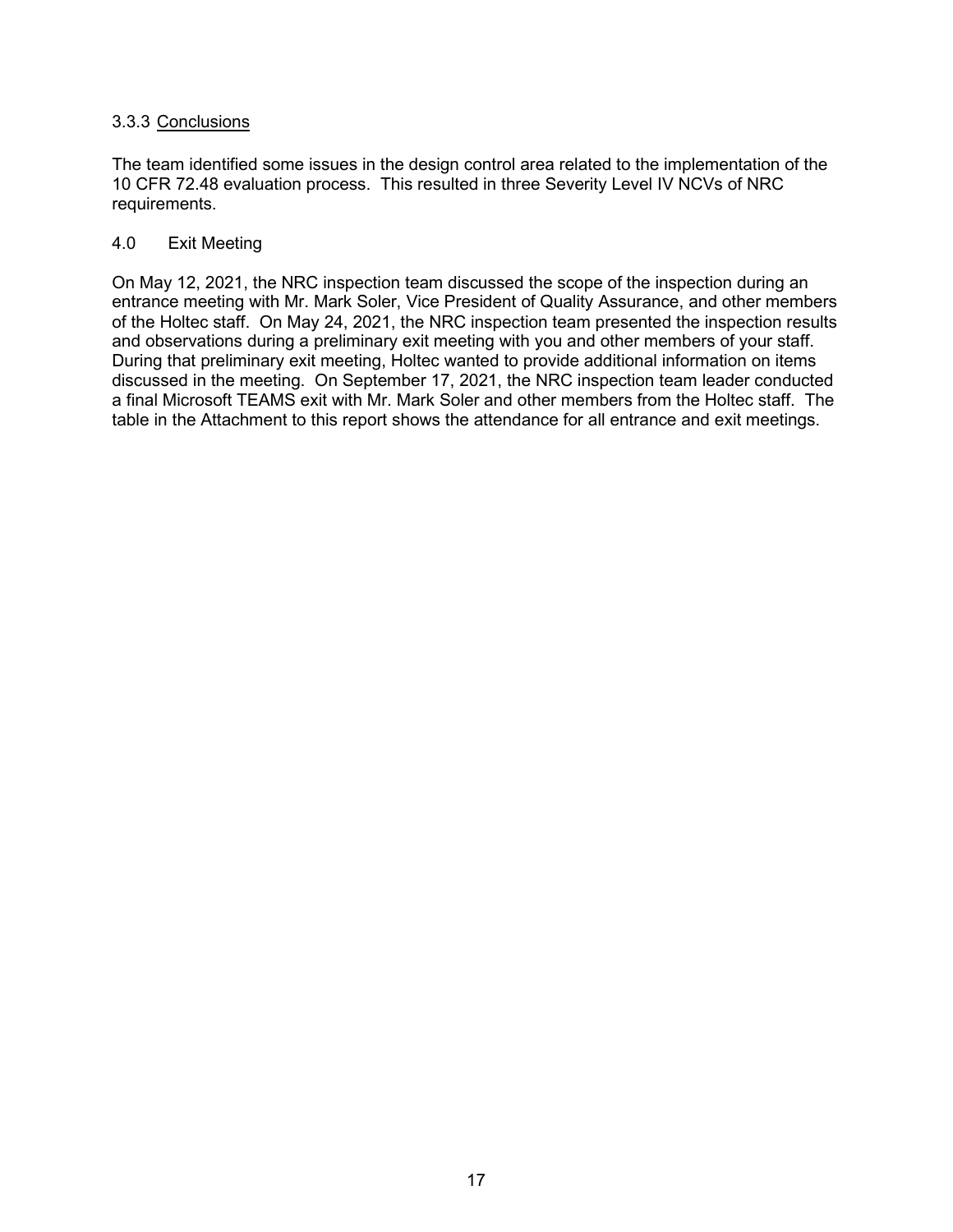### 3.3.3 Conclusions

The team identified some issues in the design control area related to the implementation of the 10 CFR 72.48 evaluation process. This resulted in three Severity Level IV NCVs of NRC requirements.

## 4.0 Exit Meeting

On May 12, 2021, the NRC inspection team discussed the scope of the inspection during an entrance meeting with Mr. Mark Soler, Vice President of Quality Assurance, and other members of the Holtec staff. On May 24, 2021, the NRC inspection team presented the inspection results and observations during a preliminary exit meeting with you and other members of your staff. During that preliminary exit meeting, Holtec wanted to provide additional information on items discussed in the meeting. On September 17, 2021, the NRC inspection team leader conducted a final Microsoft TEAMS exit with Mr. Mark Soler and other members from the Holtec staff. The table in the Attachment to this report shows the attendance for all entrance and exit meetings.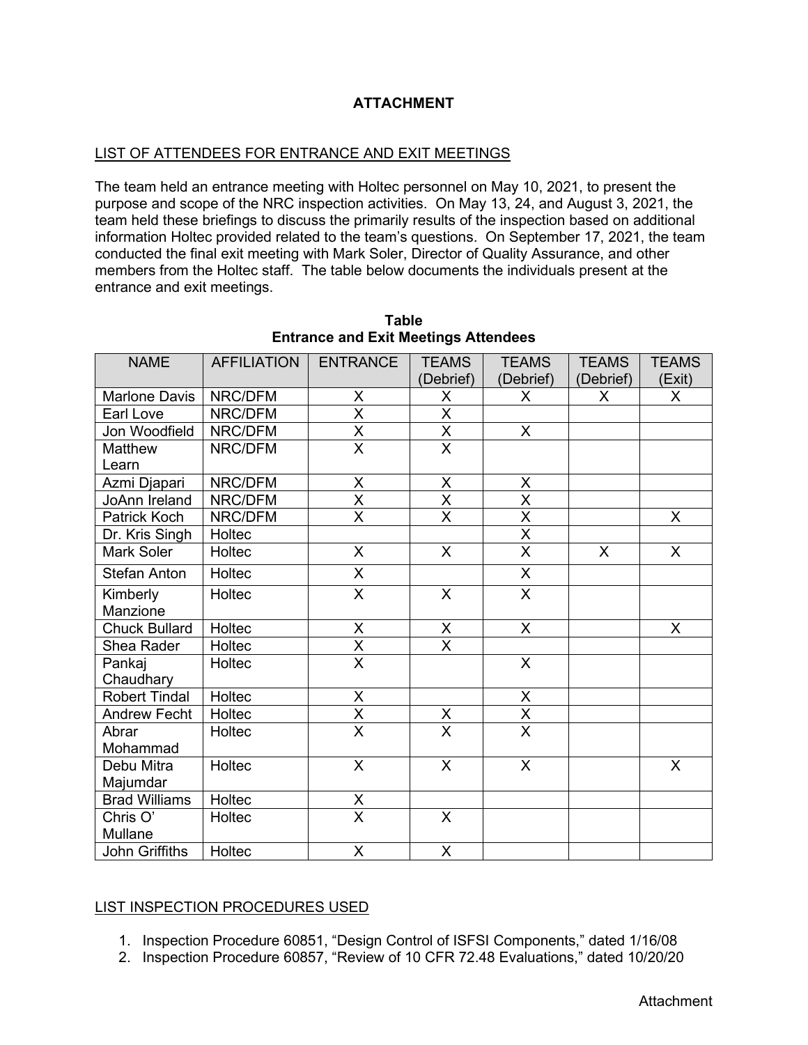## ATTACHMENT

LIST OF ATTENDEES FOR ENTRANCE AND EXIT MEETINGS

The team held an entrance meeting with Holtec personnel on May 10, 2021, to present the purpose and scope of the NRC inspection activities. On May 13, 24, and August 3, 2021, the team held these briefings to discuss the primarily results of the inspection based on additional information Holtec provided related to the team's questions. On September 17, 2021, the team conducted the final exit meeting with Mark Soler, Director of Quality Assurance, and other members from the Holtec staff. The table below documents the individuals present at the entrance and exit meetings.

**Table**
**Entrance and Exit Meetings Attendees**

| NAME | AFFILIATION | ENTRANCE | TEAMS (Debrief) | TEAMS (Debrief) | TEAMS (Debrief) | TEAMS (Exit) |
|---|---|---|---|---|---|---|
| Marlone Davis | NRC/DFM | X | X | X | X | X |
| Earl Love | NRC/DFM | X | X | | | |
| Jon Woodfield | NRC/DFM | X | X | X | | |
| Matthew Learn | NRC/DFM | X | X | | | |
| Azmi Djapari | NRC/DFM | X | X | X | | |
| JoAnn Ireland | NRC/DFM | X | X | X | | |
| Patrick Koch | NRC/DFM | X | X | X | | X |
| Dr. Kris Singh | Holtec | | | X | | |
| Mark Soler | Holtec | X | X | X | X | X |
| Stefan Anton | Holtec | X | | X | | |
| Kimberly Manzione | Holtec | X | X | X | | |
| Chuck Bullard | Holtec | X | X | X | | X |
| Shea Rader | Holtec | X | X | | | |
| Pankaj Chaudhary | Holtec | X | | X | | |
| Robert Tindal | Holtec | X | | X | | |
| Andrew Fecht | Holtec | X | X | X | | |
| Abrar Mohammad | Holtec | X | X | X | | |
| Debu Mitra Majumdar | Holtec | X | X | X | | X |
| Brad Williams | Holtec | X | | | | |
| Chris O' Mullane | Holtec | X | X | | | |
| John Griffiths | Holtec | X | X | | | |

LIST INSPECTION PROCEDURES USED

1. Inspection Procedure 60851, "Design Control of ISFSI Components," dated 1/16/08
2. Inspection Procedure 60857, "Review of 10 CFR 72.48 Evaluations," dated 10/20/20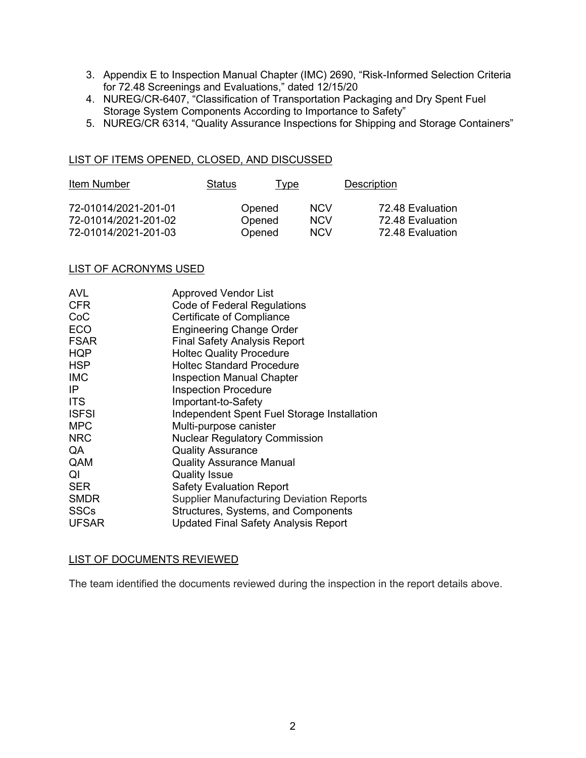3. Appendix E to Inspection Manual Chapter (IMC) 2690, "Risk-Informed Selection Criteria for 72.48 Screenings and Evaluations," dated 12/15/20
4. NUREG/CR-6407, "Classification of Transportation Packaging and Dry Spent Fuel Storage System Components According to Importance to Safety"
5. NUREG/CR 6314, "Quality Assurance Inspections for Shipping and Storage Containers"

## LIST OF ITEMS OPENED, CLOSED, AND DISCUSSED

| Item Number | Status | Type | Description |
|---|---|---|---|
| 72-01014/2021-201-01 | Opened | NCV | 72.48 Evaluation |
| 72-01014/2021-201-02 | Opened | NCV | 72.48 Evaluation |
| 72-01014/2021-201-03 | Opened | NCV | 72.48 Evaluation |

## LIST OF ACRONYMS USED

| | |
|---|---|
| AVL | Approved Vendor List |
| CFR | Code of Federal Regulations |
| CoC | Certificate of Compliance |
| ECO | Engineering Change Order |
| FSAR | Final Safety Analysis Report |
| HQP | Holtec Quality Procedure |
| HSP | Holtec Standard Procedure |
| IMC | Inspection Manual Chapter |
| IP | Inspection Procedure |
| ITS | Important-to-Safety |
| ISFSI | Independent Spent Fuel Storage Installation |
| MPC | Multi-purpose canister |
| NRC | Nuclear Regulatory Commission |
| QA | Quality Assurance |
| QAM | Quality Assurance Manual |
| QI | Quality Issue |
| SER | Safety Evaluation Report |
| SMDR | Supplier Manufacturing Deviation Reports |
| SSCs | Structures, Systems, and Components |
| UFSAR | Updated Final Safety Analysis Report |

## LIST OF DOCUMENTS REVIEWED

The team identified the documents reviewed during the inspection in the report details above.